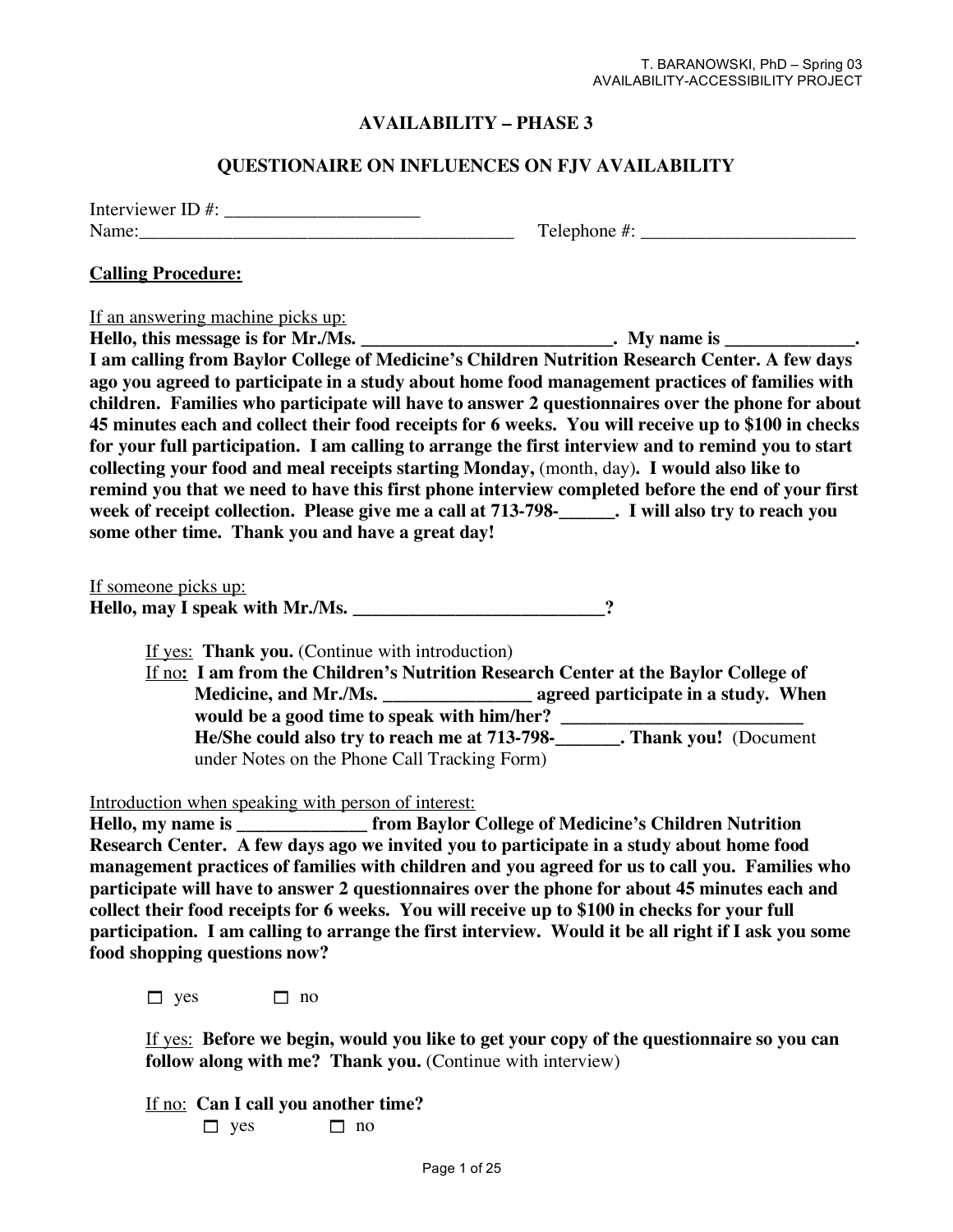T. BARANOWSKI, PhD – Spring 03
AVAILABILITY-ACCESSIBILITY PROJECT

# AVAILABILITY – PHASE 3

## QUESTIONAIRE ON INFLUENCES ON FJV AVAILABILITY

Interviewer ID #: ____________________
Name:_______________________________________ Telephone #: ______________________

**Calling Procedure:**

If an answering machine picks up:
**Hello, this message is for Mr./Ms. ___________________________. My name is ______________. I am calling from Baylor College of Medicine's Children Nutrition Research Center. A few days ago you agreed to participate in a study about home food management practices of families with children. Families who participate will have to answer 2 questionnaires over the phone for about 45 minutes each and collect their food receipts for 6 weeks. You will receive up to $100 in checks for your full participation. I am calling to arrange the first interview and to remind you to start collecting your food and meal receipts starting Monday,** (month, day)**. I would also like to remind you that we need to have this first phone interview completed before the end of your first week of receipt collection. Please give me a call at 713-798-______. I will also try to reach you some other time. Thank you and have a great day!**

If someone picks up:
**Hello, may I speak with Mr./Ms. ___________________________?**

If yes: **Thank you.** (Continue with introduction)
If no**: I am from the Children's Nutrition Research Center at the Baylor College of Medicine, and Mr./Ms. ________________ agreed participate in a study. When would be a good time to speak with him/her? __________________________ He/She could also try to reach me at 713-798-_______. Thank you!** (Document under Notes on the Phone Call Tracking Form)

Introduction when speaking with person of interest:
**Hello, my name is ______________ from Baylor College of Medicine's Children Nutrition Research Center. A few days ago we invited you to participate in a study about home food management practices of families with children and you agreed for us to call you. Families who participate will have to answer 2 questionnaires over the phone for about 45 minutes each and collect their food receipts for 6 weeks. You will receive up to $100 in checks for your full participation. I am calling to arrange the first interview. Would it be all right if I ask you some food shopping questions now?**

☐ yes ☐ no

If yes: **Before we begin, would you like to get your copy of the questionnaire so you can follow along with me? Thank you.** (Continue with interview)

If no: **Can I call you another time?**
☐ yes ☐ no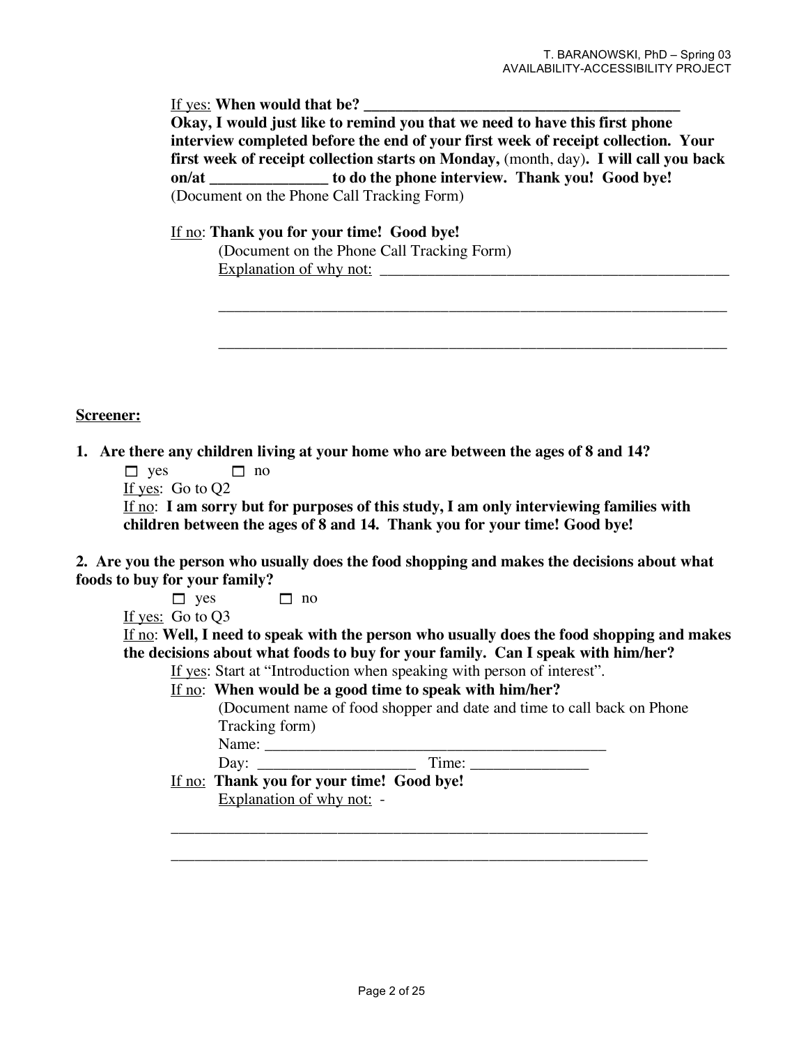If yes: **When would that be? ________________________________________**
**Okay, I would just like to remind you that we need to have this first phone interview completed before the end of your first week of receipt collection. Your first week of receipt collection starts on Monday,** (month, day)**. I will call you back on/at _______________ to do the phone interview. Thank you! Good bye!**
(Document on the Phone Call Tracking Form)

If no: **Thank you for your time! Good bye!**
(Document on the Phone Call Tracking Form)
Explanation of why not: _______________________________________________

_________________________________________________________________

_________________________________________________________________

**Screener:**

**1. Are there any children living at your home who are between the ages of 8 and 14?**

☐ yes ☐ no

If yes: Go to Q2

If no: **I am sorry but for purposes of this study, I am only interviewing families with children between the ages of 8 and 14. Thank you for your time! Good bye!**

**2. Are you the person who usually does the food shopping and makes the decisions about what foods to buy for your family?**

☐ yes ☐ no

If yes: Go to Q3

If no: **Well, I need to speak with the person who usually does the food shopping and makes the decisions about what foods to buy for your family. Can I speak with him/her?**

If yes: Start at "Introduction when speaking with person of interest".

If no: **When would be a good time to speak with him/her?**
(Document name of food shopper and date and time to call back on Phone Tracking form)
Name: ____________________________________________
Day: ____________________ Time: _______________

If no: **Thank you for your time! Good bye!**
Explanation of why not: -

_______________________________________________________________

_______________________________________________________________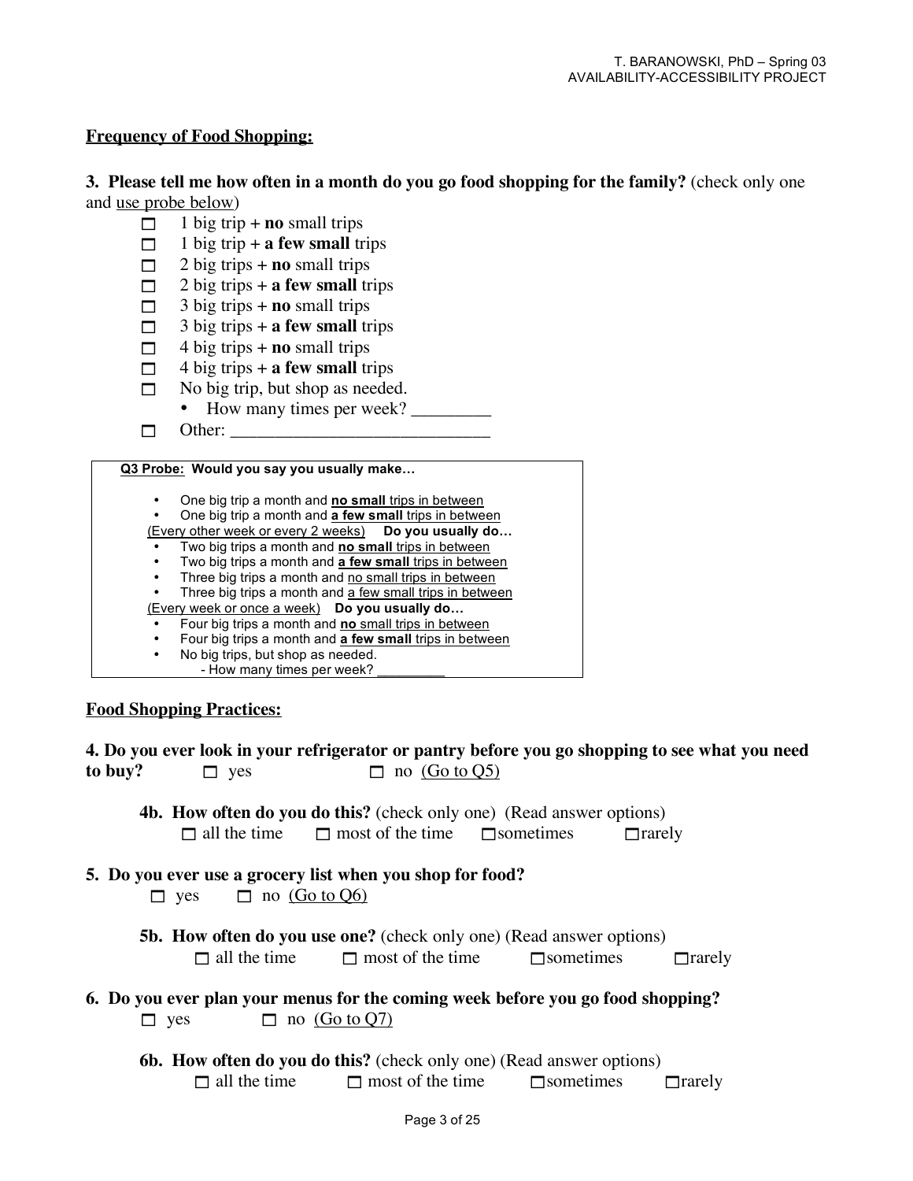## Frequency of Food Shopping:

**3. Please tell me how often in a month do you go food shopping for the family?** (check only one and use probe below)

- ☐ 1 big trip + **no** small trips
- ☐ 1 big trip + **a few small** trips
- ☐ 2 big trips + **no** small trips
- ☐ 2 big trips + **a few small** trips
- ☐ 3 big trips + **no** small trips
- ☐ 3 big trips + **a few small** trips
- ☐ 4 big trips + **no** small trips
- ☐ 4 big trips + **a few small** trips
- ☐ No big trip, but shop as needed.
  - How many times per week? _________
- ☐ Other: _____________________________

> **Q3 Probe: Would you say you usually make…**
>
> - One big trip a month and **no small** trips in between
> - One big trip a month and **a few small** trips in between
>
> (Every other week or every 2 weeks) **Do you usually do…**
>
> - Two big trips a month and **no small** trips in between
> - Two big trips a month and **a few small** trips in between
> - Three big trips a month and no small trips in between
> - Three big trips a month and a few small trips in between
>
> (Every week or once a week) **Do you usually do…**
>
> - Four big trips a month and **no** small trips in between
> - Four big trips a month and **a few small** trips in between
> - No big trips, but shop as needed.
>   - How many times per week? _________

## Food Shopping Practices:

**4. Do you ever look in your refrigerator or pantry before you go shopping to see what you need to buy?** ☐ yes ☐ no (Go to Q5)

**4b. How often do you do this?** (check only one) (Read answer options)
☐ all the time ☐ most of the time ☐ sometimes ☐ rarely

**5. Do you ever use a grocery list when you shop for food?**
☐ yes ☐ no (Go to Q6)

**5b. How often do you use one?** (check only one) (Read answer options)
☐ all the time ☐ most of the time ☐ sometimes ☐ rarely

**6. Do you ever plan your menus for the coming week before you go food shopping?**
☐ yes ☐ no (Go to Q7)

**6b. How often do you do this?** (check only one) (Read answer options)
☐ all the time ☐ most of the time ☐ sometimes ☐ rarely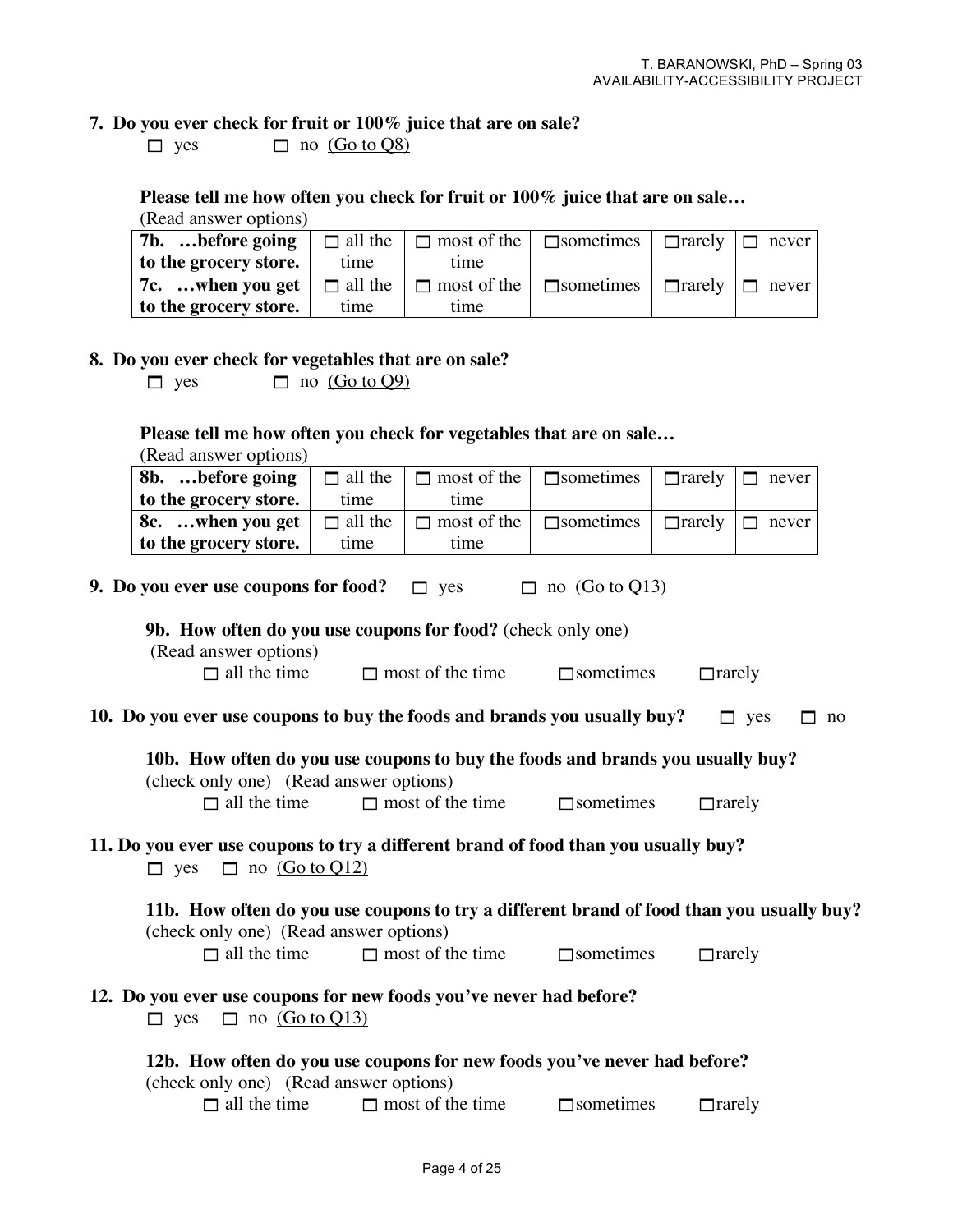**7. Do you ever check for fruit or 100% juice that are on sale?**

☐ yes ☐ no (Go to Q8)

**Please tell me how often you check for fruit or 100% juice that are on sale…**

(Read answer options)

| | | | | | |
|---|---|---|---|---|---|
| **7b. …before going to the grocery store.** | ☐ all the time | ☐ most of the time | ☐ sometimes | ☐ rarely | ☐ never |
| **7c. …when you get to the grocery store.** | ☐ all the time | ☐ most of the time | ☐ sometimes | ☐ rarely | ☐ never |

**8. Do you ever check for vegetables that are on sale?**

☐ yes ☐ no (Go to Q9)

**Please tell me how often you check for vegetables that are on sale…**

(Read answer options)

| | | | | | |
|---|---|---|---|---|---|
| **8b. …before going to the grocery store.** | ☐ all the time | ☐ most of the time | ☐ sometimes | ☐ rarely | ☐ never |
| **8c. …when you get to the grocery store.** | ☐ all the time | ☐ most of the time | ☐ sometimes | ☐ rarely | ☐ never |

**9. Do you ever use coupons for food?** ☐ yes ☐ no (Go to Q13)

**9b. How often do you use coupons for food?** (check only one)
(Read answer options)

☐ all the time ☐ most of the time ☐ sometimes ☐ rarely

**10. Do you ever use coupons to buy the foods and brands you usually buy?** ☐ yes ☐ no

**10b. How often do you use coupons to buy the foods and brands you usually buy?**
(check only one) (Read answer options)

☐ all the time ☐ most of the time ☐ sometimes ☐ rarely

**11. Do you ever use coupons to try a different brand of food than you usually buy?**

☐ yes ☐ no (Go to Q12)

**11b. How often do you use coupons to try a different brand of food than you usually buy?**
(check only one) (Read answer options)

☐ all the time ☐ most of the time ☐ sometimes ☐ rarely

**12. Do you ever use coupons for new foods you've never had before?**

☐ yes ☐ no (Go to Q13)

**12b. How often do you use coupons for new foods you've never had before?**
(check only one) (Read answer options)

☐ all the time ☐ most of the time ☐ sometimes ☐ rarely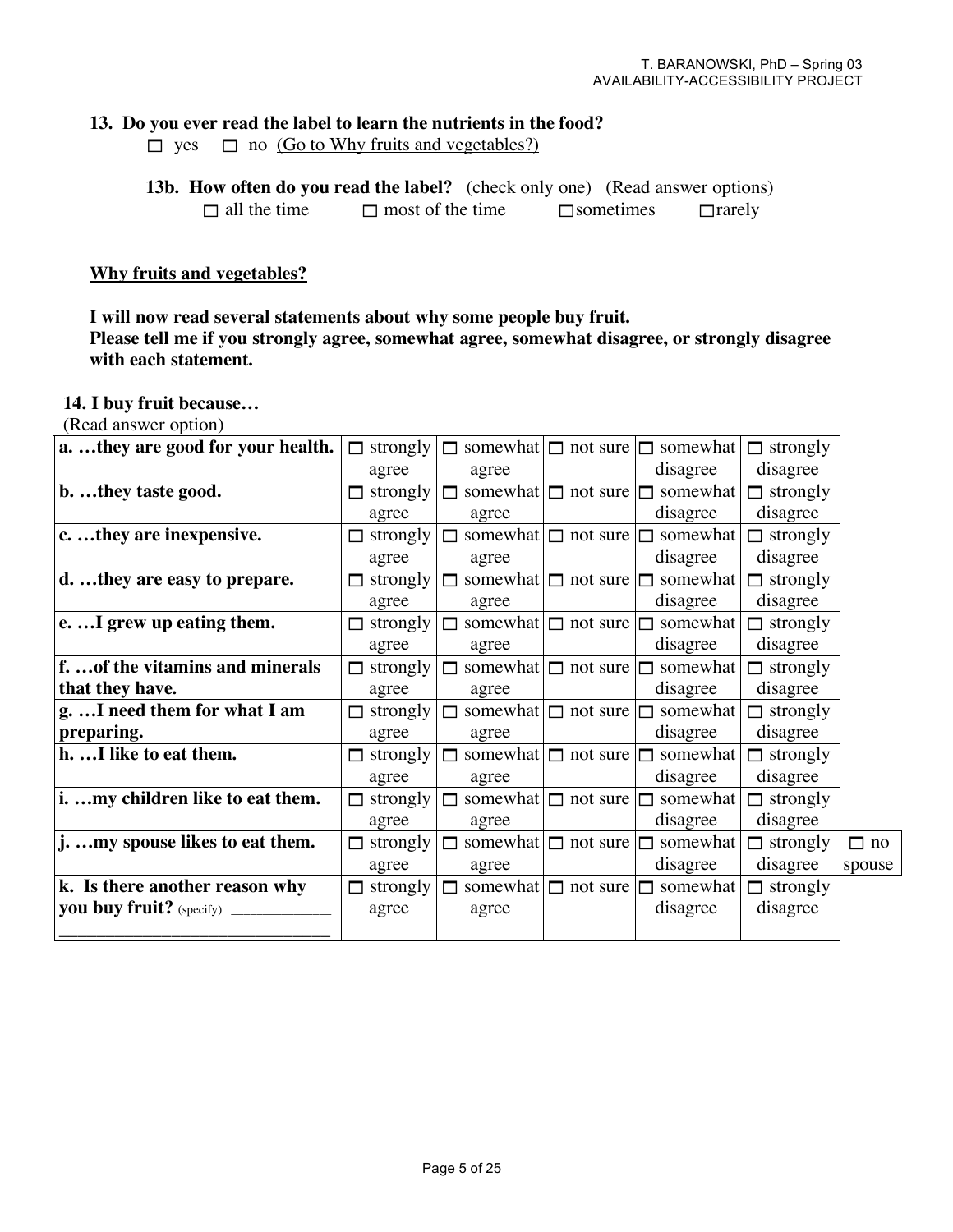**13. Do you ever read the label to learn the nutrients in the food?**

☐ yes ☐ no (Go to Why fruits and vegetables?)

**13b. How often do you read the label?** (check only one) (Read answer options)

☐ all the time ☐ most of the time ☐ sometimes ☐ rarely

**Why fruits and vegetables?**

**I will now read several statements about why some people buy fruit.**
**Please tell me if you strongly agree, somewhat agree, somewhat disagree, or strongly disagree with each statement.**

**14. I buy fruit because…**
(Read answer option)

| | | | | | | |
|---|---|---|---|---|---|---|
| **a. …they are good for your health.** | ☐ strongly agree | ☐ somewhat agree | ☐ not sure | ☐ somewhat disagree | ☐ strongly disagree | |
| **b. …they taste good.** | ☐ strongly agree | ☐ somewhat agree | ☐ not sure | ☐ somewhat disagree | ☐ strongly disagree | |
| **c. …they are inexpensive.** | ☐ strongly agree | ☐ somewhat agree | ☐ not sure | ☐ somewhat disagree | ☐ strongly disagree | |
| **d. …they are easy to prepare.** | ☐ strongly agree | ☐ somewhat agree | ☐ not sure | ☐ somewhat disagree | ☐ strongly disagree | |
| **e. …I grew up eating them.** | ☐ strongly agree | ☐ somewhat agree | ☐ not sure | ☐ somewhat disagree | ☐ strongly disagree | |
| **f. …of the vitamins and minerals that they have.** | ☐ strongly agree | ☐ somewhat agree | ☐ not sure | ☐ somewhat disagree | ☐ strongly disagree | |
| **g. …I need them for what I am preparing.** | ☐ strongly agree | ☐ somewhat agree | ☐ not sure | ☐ somewhat disagree | ☐ strongly disagree | |
| **h. …I like to eat them.** | ☐ strongly agree | ☐ somewhat agree | ☐ not sure | ☐ somewhat disagree | ☐ strongly disagree | |
| **i. …my children like to eat them.** | ☐ strongly agree | ☐ somewhat agree | ☐ not sure | ☐ somewhat disagree | ☐ strongly disagree | |
| **j. …my spouse likes to eat them.** | ☐ strongly agree | ☐ somewhat agree | ☐ not sure | ☐ somewhat disagree | ☐ strongly disagree | ☐ no spouse |
| **k. Is there another reason why you buy fruit?** (specify) _____________ _______________________________ | ☐ strongly agree | ☐ somewhat agree | ☐ not sure | ☐ somewhat disagree | ☐ strongly disagree | |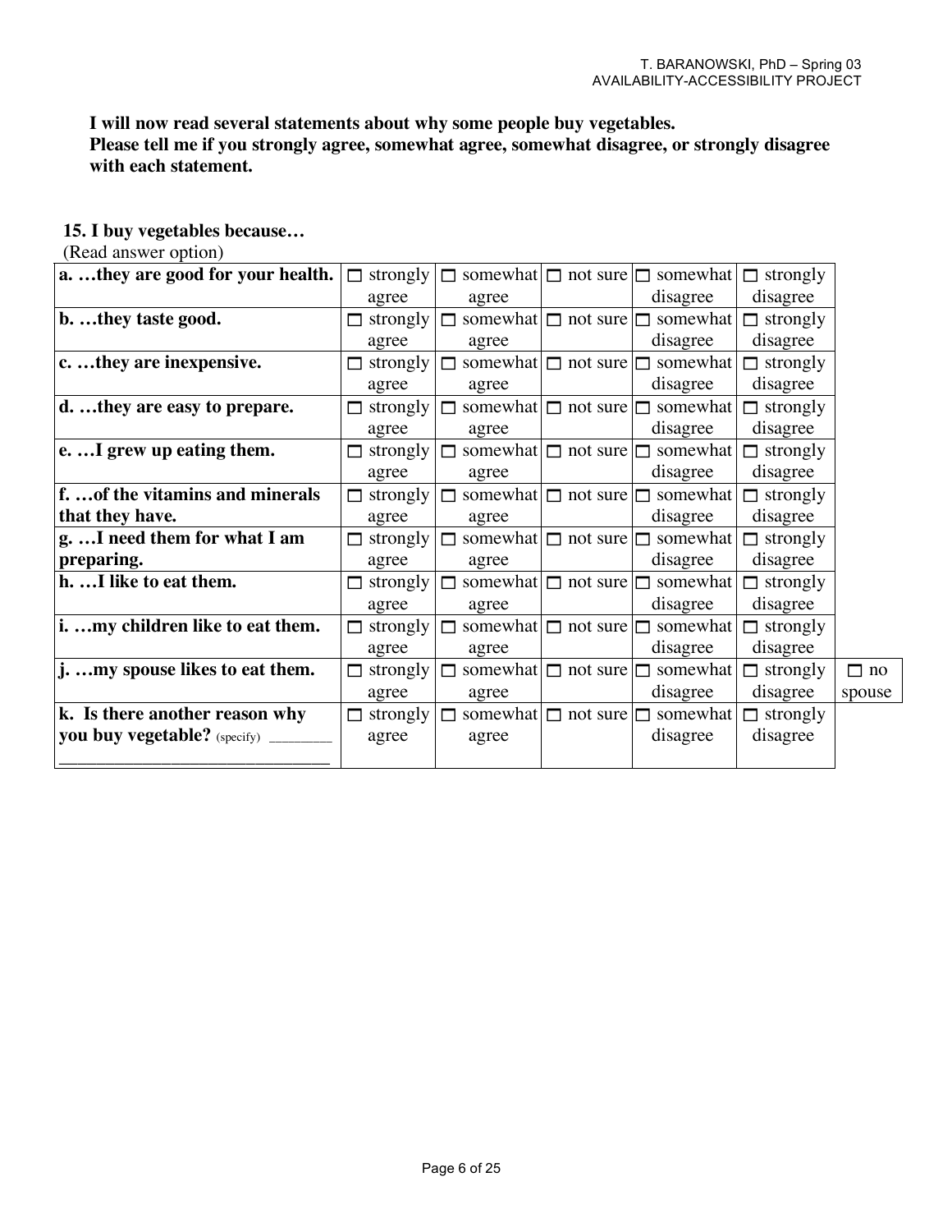**I will now read several statements about why some people buy vegetables.
Please tell me if you strongly agree, somewhat agree, somewhat disagree, or strongly disagree with each statement.**

**15. I buy vegetables because…**

(Read answer option)

| | | | | | | |
|---|---|---|---|---|---|---|
| **a. …they are good for your health.** | ☐ strongly agree | ☐ somewhat agree | ☐ not sure | ☐ somewhat disagree | ☐ strongly disagree | |
| **b. …they taste good.** | ☐ strongly agree | ☐ somewhat agree | ☐ not sure | ☐ somewhat disagree | ☐ strongly disagree | |
| **c. …they are inexpensive.** | ☐ strongly agree | ☐ somewhat agree | ☐ not sure | ☐ somewhat disagree | ☐ strongly disagree | |
| **d. …they are easy to prepare.** | ☐ strongly agree | ☐ somewhat agree | ☐ not sure | ☐ somewhat disagree | ☐ strongly disagree | |
| **e. …I grew up eating them.** | ☐ strongly agree | ☐ somewhat agree | ☐ not sure | ☐ somewhat disagree | ☐ strongly disagree | |
| **f. …of the vitamins and minerals that they have.** | ☐ strongly agree | ☐ somewhat agree | ☐ not sure | ☐ somewhat disagree | ☐ strongly disagree | |
| **g. …I need them for what I am preparing.** | ☐ strongly agree | ☐ somewhat agree | ☐ not sure | ☐ somewhat disagree | ☐ strongly disagree | |
| **h. …I like to eat them.** | ☐ strongly agree | ☐ somewhat agree | ☐ not sure | ☐ somewhat disagree | ☐ strongly disagree | |
| **i. …my children like to eat them.** | ☐ strongly agree | ☐ somewhat agree | ☐ not sure | ☐ somewhat disagree | ☐ strongly disagree | |
| **j. …my spouse likes to eat them.** | ☐ strongly agree | ☐ somewhat agree | ☐ not sure | ☐ somewhat disagree | ☐ strongly disagree | ☐ no spouse |
| **k. Is there another reason why you buy vegetable?** (specify) ________ ______________________________ | ☐ strongly agree | ☐ somewhat agree | ☐ not sure | ☐ somewhat disagree | ☐ strongly disagree | |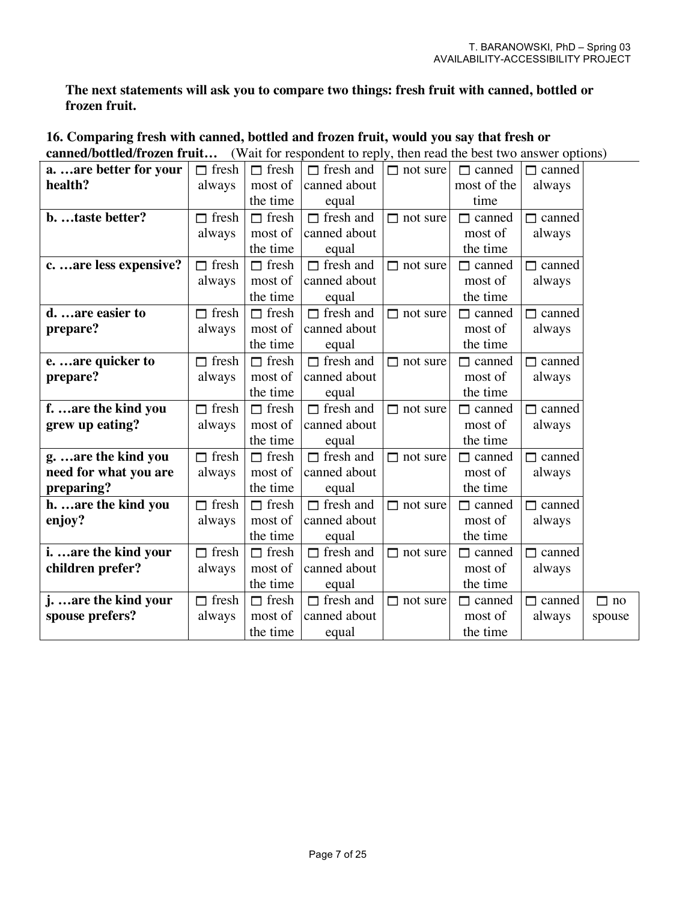**The next statements will ask you to compare two things: fresh fruit with canned, bottled or frozen fruit.**

**16. Comparing fresh with canned, bottled and frozen fruit, would you say that fresh or canned/bottled/frozen fruit…** (Wait for respondent to reply, then read the best two answer options)

| | | | | | | | |
|---|---|---|---|---|---|---|---|
| **a. …are better for your health?** | ☐ fresh always | ☐ fresh most of the time | ☐ fresh and canned about equal | ☐ not sure | ☐ canned most of the time | ☐ canned always | |
| **b. …taste better?** | ☐ fresh always | ☐ fresh most of the time | ☐ fresh and canned about equal | ☐ not sure | ☐ canned most of the time | ☐ canned always | |
| **c. …are less expensive?** | ☐ fresh always | ☐ fresh most of the time | ☐ fresh and canned about equal | ☐ not sure | ☐ canned most of the time | ☐ canned always | |
| **d. …are easier to prepare?** | ☐ fresh always | ☐ fresh most of the time | ☐ fresh and canned about equal | ☐ not sure | ☐ canned most of the time | ☐ canned always | |
| **e. …are quicker to prepare?** | ☐ fresh always | ☐ fresh most of the time | ☐ fresh and canned about equal | ☐ not sure | ☐ canned most of the time | ☐ canned always | |
| **f. …are the kind you grew up eating?** | ☐ fresh always | ☐ fresh most of the time | ☐ fresh and canned about equal | ☐ not sure | ☐ canned most of the time | ☐ canned always | |
| **g. …are the kind you need for what you are preparing?** | ☐ fresh always | ☐ fresh most of the time | ☐ fresh and canned about equal | ☐ not sure | ☐ canned most of the time | ☐ canned always | |
| **h. …are the kind you enjoy?** | ☐ fresh always | ☐ fresh most of the time | ☐ fresh and canned about equal | ☐ not sure | ☐ canned most of the time | ☐ canned always | |
| **i. …are the kind your children prefer?** | ☐ fresh always | ☐ fresh most of the time | ☐ fresh and canned about equal | ☐ not sure | ☐ canned most of the time | ☐ canned always | |
| **j. …are the kind your spouse prefers?** | ☐ fresh always | ☐ fresh most of the time | ☐ fresh and canned about equal | ☐ not sure | ☐ canned most of the time | ☐ canned always | ☐ no spouse |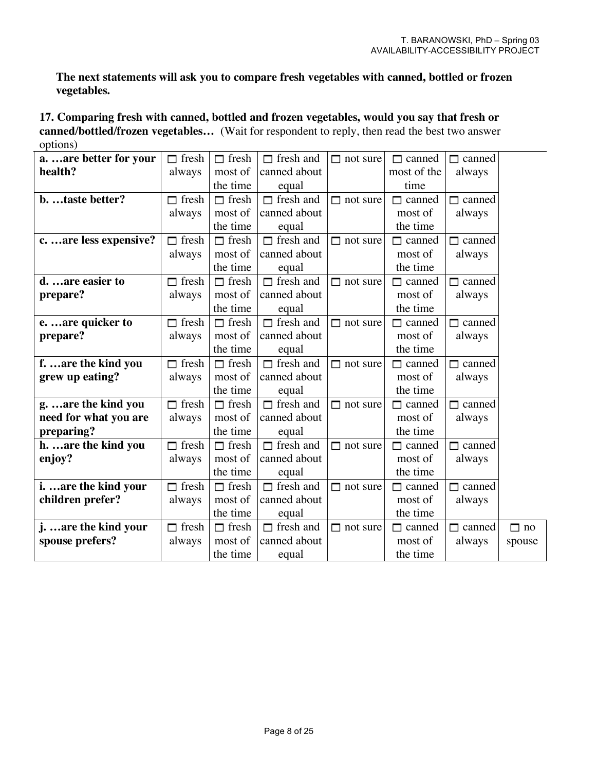**The next statements will ask you to compare fresh vegetables with canned, bottled or frozen vegetables.**

**17. Comparing fresh with canned, bottled and frozen vegetables, would you say that fresh or canned/bottled/frozen vegetables…** (Wait for respondent to reply, then read the best two answer options)

| | | | | | | | |
|---|---|---|---|---|---|---|---|
| **a. …are better for your health?** | ☐ fresh always | ☐ fresh most of the time | ☐ fresh and canned about equal | ☐ not sure | ☐ canned most of the time | ☐ canned always | |
| **b. …taste better?** | ☐ fresh always | ☐ fresh most of the time | ☐ fresh and canned about equal | ☐ not sure | ☐ canned most of the time | ☐ canned always | |
| **c. …are less expensive?** | ☐ fresh always | ☐ fresh most of the time | ☐ fresh and canned about equal | ☐ not sure | ☐ canned most of the time | ☐ canned always | |
| **d. …are easier to prepare?** | ☐ fresh always | ☐ fresh most of the time | ☐ fresh and canned about equal | ☐ not sure | ☐ canned most of the time | ☐ canned always | |
| **e. …are quicker to prepare?** | ☐ fresh always | ☐ fresh most of the time | ☐ fresh and canned about equal | ☐ not sure | ☐ canned most of the time | ☐ canned always | |
| **f. …are the kind you grew up eating?** | ☐ fresh always | ☐ fresh most of the time | ☐ fresh and canned about equal | ☐ not sure | ☐ canned most of the time | ☐ canned always | |
| **g. …are the kind you need for what you are preparing?** | ☐ fresh always | ☐ fresh most of the time | ☐ fresh and canned about equal | ☐ not sure | ☐ canned most of the time | ☐ canned always | |
| **h. …are the kind you enjoy?** | ☐ fresh always | ☐ fresh most of the time | ☐ fresh and canned about equal | ☐ not sure | ☐ canned most of the time | ☐ canned always | |
| **i. …are the kind your children prefer?** | ☐ fresh always | ☐ fresh most of the time | ☐ fresh and canned about equal | ☐ not sure | ☐ canned most of the time | ☐ canned always | |
| **j. …are the kind your spouse prefers?** | ☐ fresh always | ☐ fresh most of the time | ☐ fresh and canned about equal | ☐ not sure | ☐ canned most of the time | ☐ canned always | ☐ no spouse |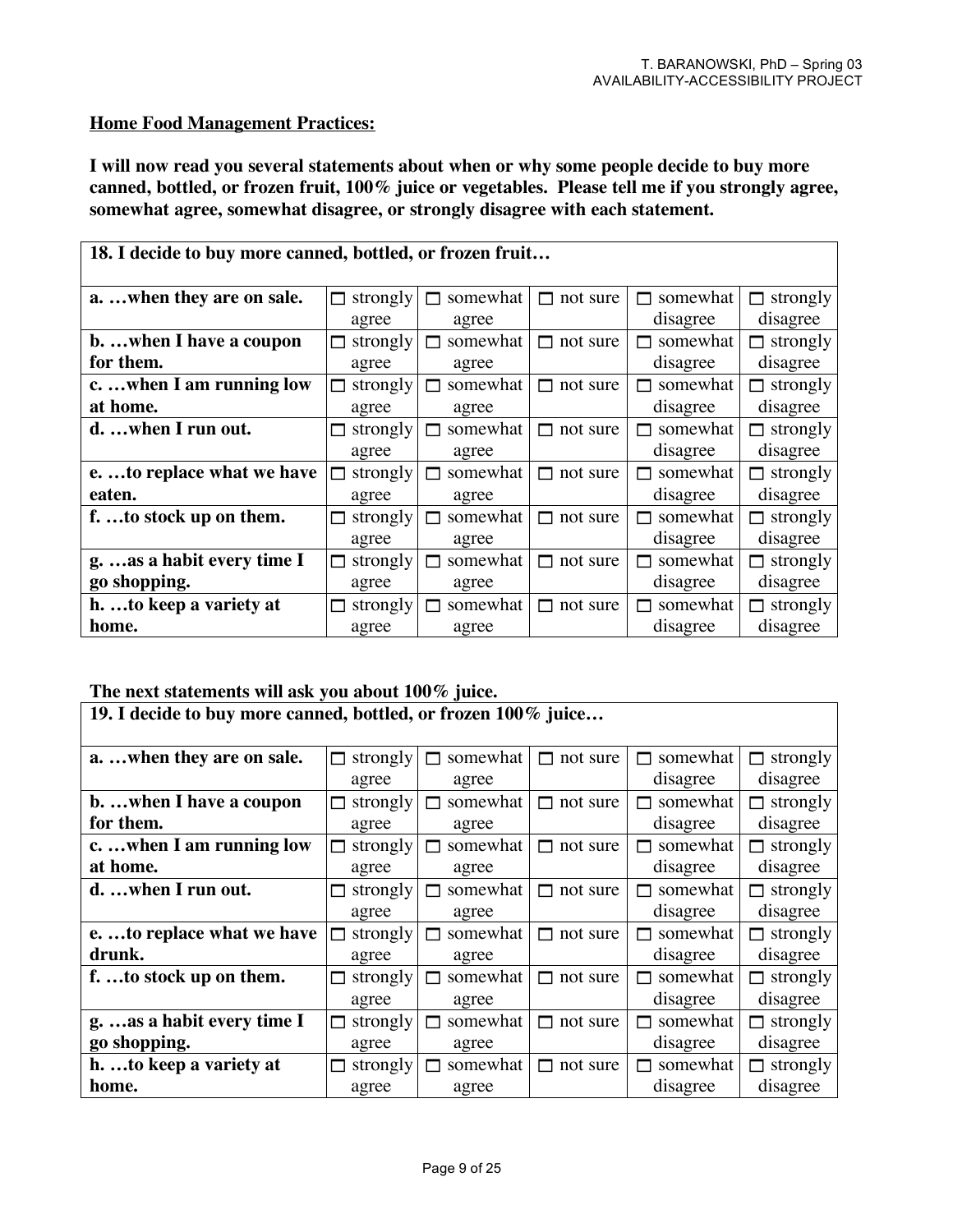**Home Food Management Practices:**

**I will now read you several statements about when or why some people decide to buy more canned, bottled, or frozen fruit, 100% juice or vegetables. Please tell me if you strongly agree, somewhat agree, somewhat disagree, or strongly disagree with each statement.**

| 18. I decide to buy more canned, bottled, or frozen fruit… | | | | | |
|---|---|---|---|---|---|
| **a. …when they are on sale.** | ☐ strongly agree | ☐ somewhat agree | ☐ not sure | ☐ somewhat disagree | ☐ strongly disagree |
| **b. …when I have a coupon for them.** | ☐ strongly agree | ☐ somewhat agree | ☐ not sure | ☐ somewhat disagree | ☐ strongly disagree |
| **c. …when I am running low at home.** | ☐ strongly agree | ☐ somewhat agree | ☐ not sure | ☐ somewhat disagree | ☐ strongly disagree |
| **d. …when I run out.** | ☐ strongly agree | ☐ somewhat agree | ☐ not sure | ☐ somewhat disagree | ☐ strongly disagree |
| **e. …to replace what we have eaten.** | ☐ strongly agree | ☐ somewhat agree | ☐ not sure | ☐ somewhat disagree | ☐ strongly disagree |
| **f. …to stock up on them.** | ☐ strongly agree | ☐ somewhat agree | ☐ not sure | ☐ somewhat disagree | ☐ strongly disagree |
| **g. …as a habit every time I go shopping.** | ☐ strongly agree | ☐ somewhat agree | ☐ not sure | ☐ somewhat disagree | ☐ strongly disagree |
| **h. …to keep a variety at home.** | ☐ strongly agree | ☐ somewhat agree | ☐ not sure | ☐ somewhat disagree | ☐ strongly disagree |

**The next statements will ask you about 100% juice.**

| 19. I decide to buy more canned, bottled, or frozen 100% juice… | | | | | |
|---|---|---|---|---|---|
| **a. …when they are on sale.** | ☐ strongly agree | ☐ somewhat agree | ☐ not sure | ☐ somewhat disagree | ☐ strongly disagree |
| **b. …when I have a coupon for them.** | ☐ strongly agree | ☐ somewhat agree | ☐ not sure | ☐ somewhat disagree | ☐ strongly disagree |
| **c. …when I am running low at home.** | ☐ strongly agree | ☐ somewhat agree | ☐ not sure | ☐ somewhat disagree | ☐ strongly disagree |
| **d. …when I run out.** | ☐ strongly agree | ☐ somewhat agree | ☐ not sure | ☐ somewhat disagree | ☐ strongly disagree |
| **e. …to replace what we have drunk.** | ☐ strongly agree | ☐ somewhat agree | ☐ not sure | ☐ somewhat disagree | ☐ strongly disagree |
| **f. …to stock up on them.** | ☐ strongly agree | ☐ somewhat agree | ☐ not sure | ☐ somewhat disagree | ☐ strongly disagree |
| **g. …as a habit every time I go shopping.** | ☐ strongly agree | ☐ somewhat agree | ☐ not sure | ☐ somewhat disagree | ☐ strongly disagree |
| **h. …to keep a variety at home.** | ☐ strongly agree | ☐ somewhat agree | ☐ not sure | ☐ somewhat disagree | ☐ strongly disagree |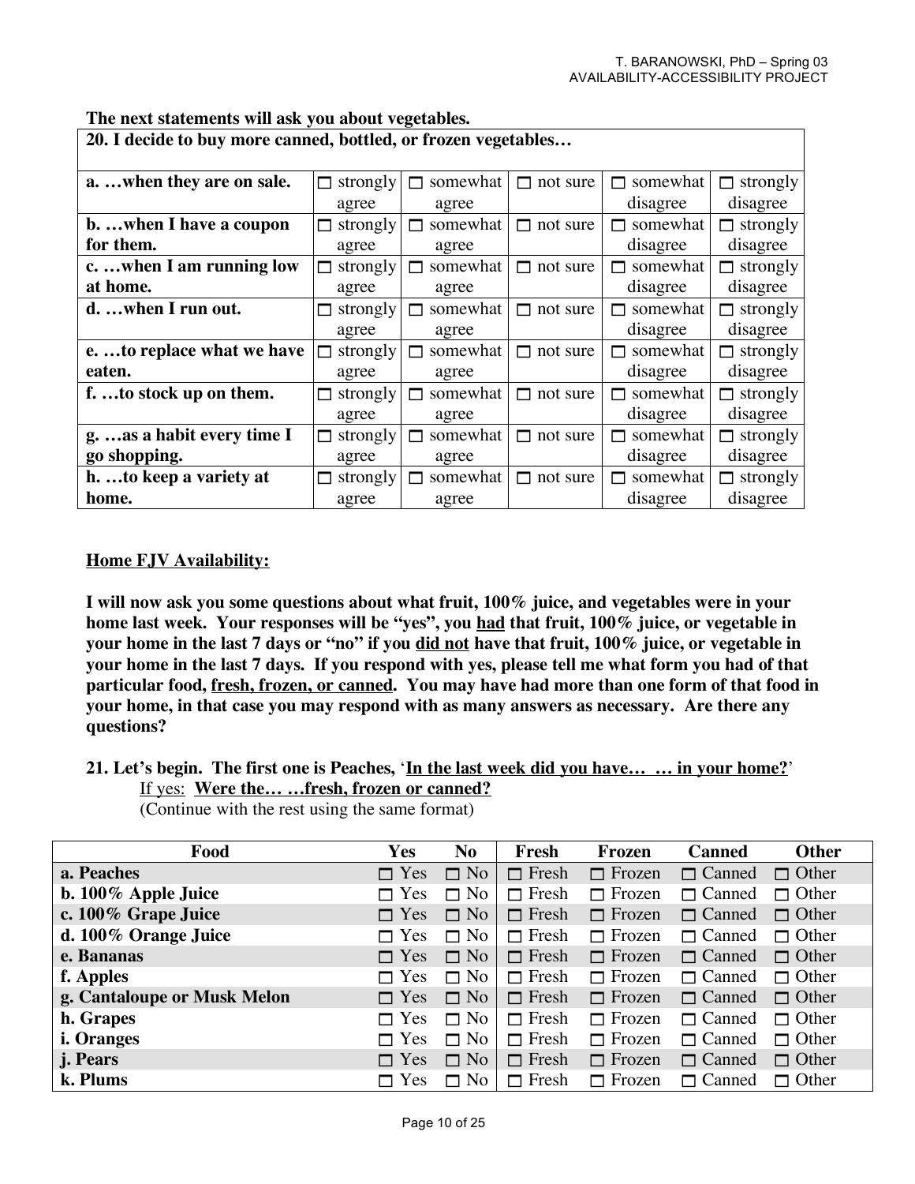**The next statements will ask you about vegetables.**

| **20. I decide to buy more canned, bottled, or frozen vegetables…** | | | | | |
|---|---|---|---|---|---|
| **a. …when they are on sale.** | ☐ strongly agree | ☐ somewhat agree | ☐ not sure | ☐ somewhat disagree | ☐ strongly disagree |
| **b. …when I have a coupon for them.** | ☐ strongly agree | ☐ somewhat agree | ☐ not sure | ☐ somewhat disagree | ☐ strongly disagree |
| **c. …when I am running low at home.** | ☐ strongly agree | ☐ somewhat agree | ☐ not sure | ☐ somewhat disagree | ☐ strongly disagree |
| **d. …when I run out.** | ☐ strongly agree | ☐ somewhat agree | ☐ not sure | ☐ somewhat disagree | ☐ strongly disagree |
| **e. …to replace what we have eaten.** | ☐ strongly agree | ☐ somewhat agree | ☐ not sure | ☐ somewhat disagree | ☐ strongly disagree |
| **f. …to stock up on them.** | ☐ strongly agree | ☐ somewhat agree | ☐ not sure | ☐ somewhat disagree | ☐ strongly disagree |
| **g. …as a habit every time I go shopping.** | ☐ strongly agree | ☐ somewhat agree | ☐ not sure | ☐ somewhat disagree | ☐ strongly disagree |
| **h. …to keep a variety at home.** | ☐ strongly agree | ☐ somewhat agree | ☐ not sure | ☐ somewhat disagree | ☐ strongly disagree |

**Home FJV Availability:**

**I will now ask you some questions about what fruit, 100% juice, and vegetables were in your home last week. Your responses will be "yes", you had that fruit, 100% juice, or vegetable in your home in the last 7 days or "no" if you did not have that fruit, 100% juice, or vegetable in your home in the last 7 days. If you respond with yes, please tell me what form you had of that particular food, fresh, frozen, or canned. You may have had more than one form of that food in your home, in that case you may respond with as many answers as necessary. Are there any questions?**

**21. Let's begin. The first one is Peaches, 'In the last week did you have… … in your home?'**
If yes: **Were the… …fresh, frozen or canned?**
(Continue with the rest using the same format)

| Food | Yes | No | Fresh | Frozen | Canned | Other |
|---|---|---|---|---|---|---|
| **a. Peaches** | ☐ Yes | ☐ No | ☐ Fresh | ☐ Frozen | ☐ Canned | ☐ Other |
| **b. 100% Apple Juice** | ☐ Yes | ☐ No | ☐ Fresh | ☐ Frozen | ☐ Canned | ☐ Other |
| **c. 100% Grape Juice** | ☐ Yes | ☐ No | ☐ Fresh | ☐ Frozen | ☐ Canned | ☐ Other |
| **d. 100% Orange Juice** | ☐ Yes | ☐ No | ☐ Fresh | ☐ Frozen | ☐ Canned | ☐ Other |
| **e. Bananas** | ☐ Yes | ☐ No | ☐ Fresh | ☐ Frozen | ☐ Canned | ☐ Other |
| **f. Apples** | ☐ Yes | ☐ No | ☐ Fresh | ☐ Frozen | ☐ Canned | ☐ Other |
| **g. Cantaloupe or Musk Melon** | ☐ Yes | ☐ No | ☐ Fresh | ☐ Frozen | ☐ Canned | ☐ Other |
| **h. Grapes** | ☐ Yes | ☐ No | ☐ Fresh | ☐ Frozen | ☐ Canned | ☐ Other |
| **i. Oranges** | ☐ Yes | ☐ No | ☐ Fresh | ☐ Frozen | ☐ Canned | ☐ Other |
| **j. Pears** | ☐ Yes | ☐ No | ☐ Fresh | ☐ Frozen | ☐ Canned | ☐ Other |
| **k. Plums** | ☐ Yes | ☐ No | ☐ Fresh | ☐ Frozen | ☐ Canned | ☐ Other |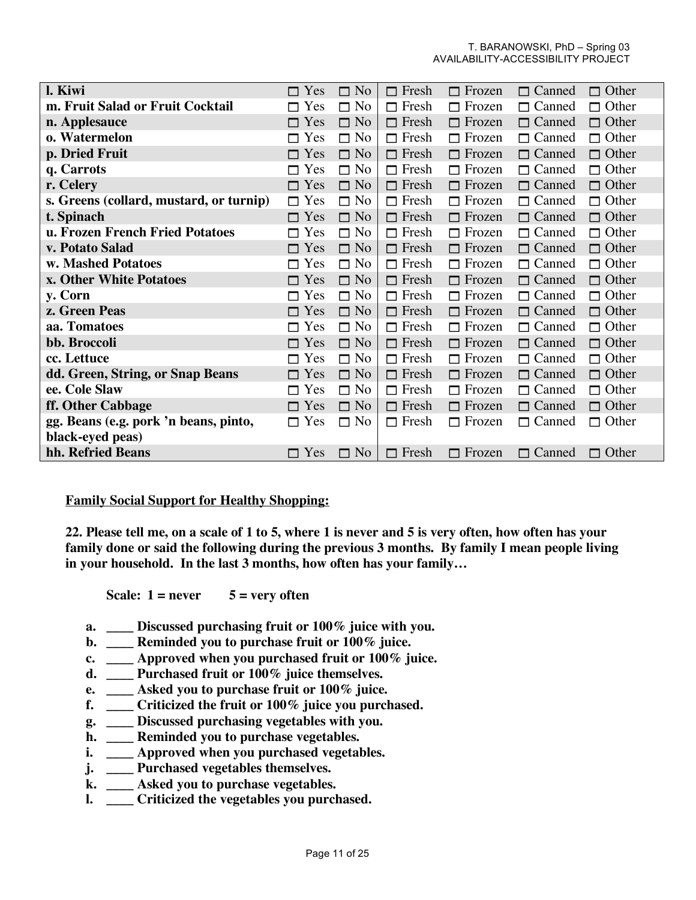| l. Kiwi | ☐ Yes | ☐ No | ☐ Fresh | ☐ Frozen | ☐ Canned | ☐ Other |
|---|---|---|---|---|---|---|
| **m. Fruit Salad or Fruit Cocktail** | ☐ Yes | ☐ No | ☐ Fresh | ☐ Frozen | ☐ Canned | ☐ Other |
| **n. Applesauce** | ☐ Yes | ☐ No | ☐ Fresh | ☐ Frozen | ☐ Canned | ☐ Other |
| **o. Watermelon** | ☐ Yes | ☐ No | ☐ Fresh | ☐ Frozen | ☐ Canned | ☐ Other |
| **p. Dried Fruit** | ☐ Yes | ☐ No | ☐ Fresh | ☐ Frozen | ☐ Canned | ☐ Other |
| **q. Carrots** | ☐ Yes | ☐ No | ☐ Fresh | ☐ Frozen | ☐ Canned | ☐ Other |
| **r. Celery** | ☐ Yes | ☐ No | ☐ Fresh | ☐ Frozen | ☐ Canned | ☐ Other |
| **s. Greens (collard, mustard, or turnip)** | ☐ Yes | ☐ No | ☐ Fresh | ☐ Frozen | ☐ Canned | ☐ Other |
| **t. Spinach** | ☐ Yes | ☐ No | ☐ Fresh | ☐ Frozen | ☐ Canned | ☐ Other |
| **u. Frozen French Fried Potatoes** | ☐ Yes | ☐ No | ☐ Fresh | ☐ Frozen | ☐ Canned | ☐ Other |
| **v. Potato Salad** | ☐ Yes | ☐ No | ☐ Fresh | ☐ Frozen | ☐ Canned | ☐ Other |
| **w. Mashed Potatoes** | ☐ Yes | ☐ No | ☐ Fresh | ☐ Frozen | ☐ Canned | ☐ Other |
| **x. Other White Potatoes** | ☐ Yes | ☐ No | ☐ Fresh | ☐ Frozen | ☐ Canned | ☐ Other |
| **y. Corn** | ☐ Yes | ☐ No | ☐ Fresh | ☐ Frozen | ☐ Canned | ☐ Other |
| **z. Green Peas** | ☐ Yes | ☐ No | ☐ Fresh | ☐ Frozen | ☐ Canned | ☐ Other |
| **aa. Tomatoes** | ☐ Yes | ☐ No | ☐ Fresh | ☐ Frozen | ☐ Canned | ☐ Other |
| **bb. Broccoli** | ☐ Yes | ☐ No | ☐ Fresh | ☐ Frozen | ☐ Canned | ☐ Other |
| **cc. Lettuce** | ☐ Yes | ☐ No | ☐ Fresh | ☐ Frozen | ☐ Canned | ☐ Other |
| **dd. Green, String, or Snap Beans** | ☐ Yes | ☐ No | ☐ Fresh | ☐ Frozen | ☐ Canned | ☐ Other |
| **ee. Cole Slaw** | ☐ Yes | ☐ No | ☐ Fresh | ☐ Frozen | ☐ Canned | ☐ Other |
| **ff. Other Cabbage** | ☐ Yes | ☐ No | ☐ Fresh | ☐ Frozen | ☐ Canned | ☐ Other |
| **gg. Beans (e.g. pork 'n beans, pinto, black-eyed peas)** | ☐ Yes | ☐ No | ☐ Fresh | ☐ Frozen | ☐ Canned | ☐ Other |
| **hh. Refried Beans** | ☐ Yes | ☐ No | ☐ Fresh | ☐ Frozen | ☐ Canned | ☐ Other |

**<u>Family Social Support for Healthy Shopping:</u>**

**22. Please tell me, on a scale of 1 to 5, where 1 is never and 5 is very often, how often has your family done or said the following during the previous 3 months. By family I mean people living in your household. In the last 3 months, how often has your family…**

**Scale: 1 = never 5 = very often**

**a. ____ Discussed purchasing fruit or 100% juice with you.**
**b. ____ Reminded you to purchase fruit or 100% juice.**
**c. ____ Approved when you purchased fruit or 100% juice.**
**d. ____ Purchased fruit or 100% juice themselves.**
**e. ____ Asked you to purchase fruit or 100% juice.**
**f. ____ Criticized the fruit or 100% juice you purchased.**
**g. ____ Discussed purchasing vegetables with you.**
**h. ____ Reminded you to purchase vegetables.**
**i. ____ Approved when you purchased vegetables.**
**j. ____ Purchased vegetables themselves.**
**k. ____ Asked you to purchase vegetables.**
**l. ____ Criticized the vegetables you purchased.**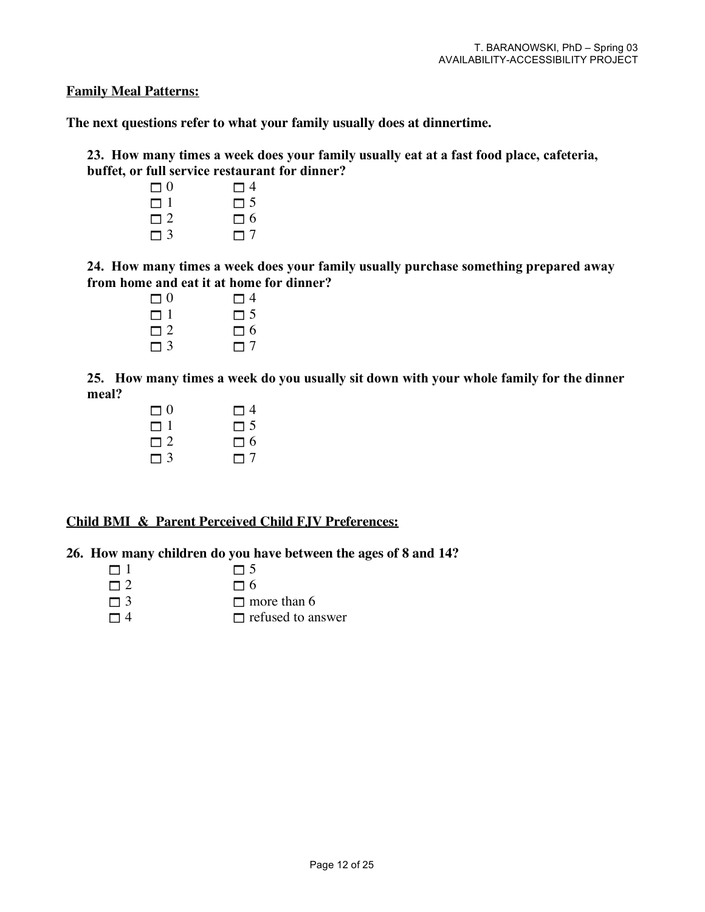**Family Meal Patterns:**

**The next questions refer to what your family usually does at dinnertime.**

**23. How many times a week does your family usually eat at a fast food place, cafeteria, buffet, or full service restaurant for dinner?**

- ☐ 0
- ☐ 1
- ☐ 2
- ☐ 3
- ☐ 4
- ☐ 5
- ☐ 6
- ☐ 7

**24. How many times a week does your family usually purchase something prepared away from home and eat it at home for dinner?**

- ☐ 0
- ☐ 1
- ☐ 2
- ☐ 3
- ☐ 4
- ☐ 5
- ☐ 6
- ☐ 7

**25. How many times a week do you usually sit down with your whole family for the dinner meal?**

- ☐ 0
- ☐ 1
- ☐ 2
- ☐ 3
- ☐ 4
- ☐ 5
- ☐ 6
- ☐ 7

**Child BMI & Parent Perceived Child FJV Preferences:**

**26. How many children do you have between the ages of 8 and 14?**

- ☐ 1
- ☐ 2
- ☐ 3
- ☐ 4
- ☐ 5
- ☐ 6
- ☐ more than 6
- ☐ refused to answer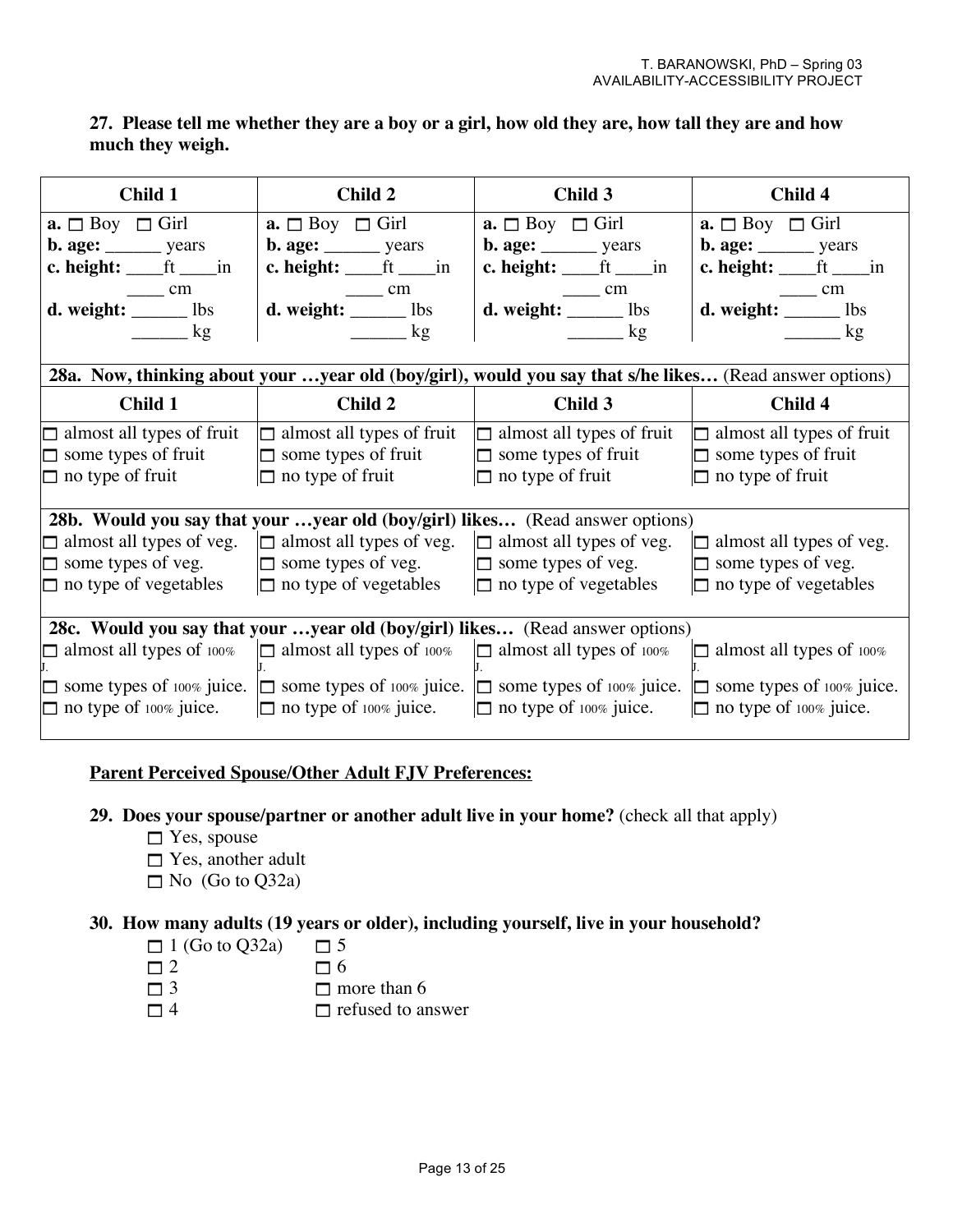**27. Please tell me whether they are a boy or a girl, how old they are, how tall they are and how much they weigh.**

| Child 1 | Child 2 | Child 3 | Child 4 |
|---|---|---|---|
| **a.** ☐ Boy ☐ Girl<br>**b. age:** ______ years<br>**c. height:** ____ft ____in<br>____ cm<br>**d. weight:** ______ lbs<br>______ kg | **a.** ☐ Boy ☐ Girl<br>**b. age:** ______ years<br>**c. height:** ____ft ____in<br>____ cm<br>**d. weight:** ______ lbs<br>______ kg | **a.** ☐ Boy ☐ Girl<br>**b. age:** ______ years<br>**c. height:** ____ft ____in<br>____ cm<br>**d. weight:** ______ lbs<br>______ kg | **a.** ☐ Boy ☐ Girl<br>**b. age:** ______ years<br>**c. height:** ____ft ____in<br>____ cm<br>**d. weight:** ______ lbs<br>______ kg |
| **28a. Now, thinking about your …year old (boy/girl), would you say that s/he likes…** (Read answer options) | | | |
| **Child 1** | **Child 2** | **Child 3** | **Child 4** |
| ☐ almost all types of fruit<br>☐ some types of fruit<br>☐ no type of fruit | ☐ almost all types of fruit<br>☐ some types of fruit<br>☐ no type of fruit | ☐ almost all types of fruit<br>☐ some types of fruit<br>☐ no type of fruit | ☐ almost all types of fruit<br>☐ some types of fruit<br>☐ no type of fruit |
| **28b. Would you say that your …year old (boy/girl) likes…** (Read answer options) | | | |
| ☐ almost all types of veg.<br>☐ some types of veg.<br>☐ no type of vegetables | ☐ almost all types of veg.<br>☐ some types of veg.<br>☐ no type of vegetables | ☐ almost all types of veg.<br>☐ some types of veg.<br>☐ no type of vegetables | ☐ almost all types of veg.<br>☐ some types of veg.<br>☐ no type of vegetables |
| **28c. Would you say that your …year old (boy/girl) likes…** (Read answer options) | | | |
| ☐ almost all types of 100% J.<br>☐ some types of 100% juice.<br>☐ no type of 100% juice. | ☐ almost all types of 100% J.<br>☐ some types of 100% juice.<br>☐ no type of 100% juice. | ☐ almost all types of 100% J.<br>☐ some types of 100% juice.<br>☐ no type of 100% juice. | ☐ almost all types of 100% J.<br>☐ some types of 100% juice.<br>☐ no type of 100% juice. |

**<u>Parent Perceived Spouse/Other Adult FJV Preferences:</u>**

**29. Does your spouse/partner or another adult live in your home?** (check all that apply)

- ☐ Yes, spouse
- ☐ Yes, another adult
- ☐ No (Go to Q32a)

**30. How many adults (19 years or older), including yourself, live in your household?**

- ☐ 1 (Go to Q32a)
- ☐ 2
- ☐ 3
- ☐ 4
- ☐ 5
- ☐ 6
- ☐ more than 6
- ☐ refused to answer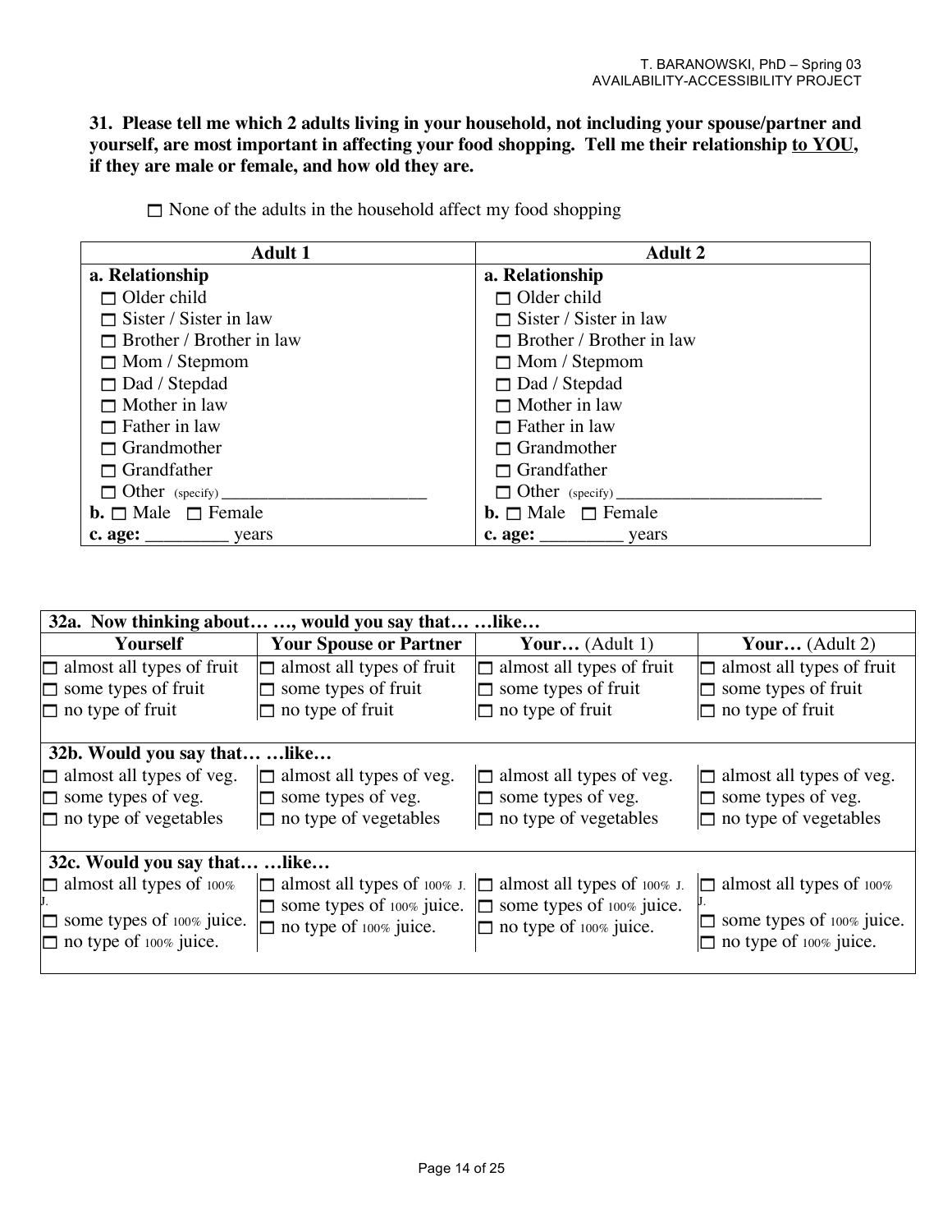**31. Please tell me which 2 adults living in your household, not including your spouse/partner and yourself, are most important in affecting your food shopping. Tell me their relationship <u>to YOU</u>, if they are male or female, and how old they are.**

☐ None of the adults in the household affect my food shopping

| Adult 1 | Adult 2 |
|---|---|
| **a. Relationship** | **a. Relationship** |
| ☐ Older child | ☐ Older child |
| ☐ Sister / Sister in law | ☐ Sister / Sister in law |
| ☐ Brother / Brother in law | ☐ Brother / Brother in law |
| ☐ Mom / Stepmom | ☐ Mom / Stepmom |
| ☐ Dad / Stepdad | ☐ Dad / Stepdad |
| ☐ Mother in law | ☐ Mother in law |
| ☐ Father in law | ☐ Father in law |
| ☐ Grandmother | ☐ Grandmother |
| ☐ Grandfather | ☐ Grandfather |
| ☐ Other (specify) ______________________ | ☐ Other (specify) ______________________ |
| **b.** ☐ Male ☐ Female | **b.** ☐ Male ☐ Female |
| **c. age:** _________ years | **c. age:** _________ years |

| **32a. Now thinking about… …, would you say that… …like…** | | | |
|---|---|---|---|
| **Yourself** | **Your Spouse or Partner** | **Your…** (Adult 1) | **Your…** (Adult 2) |
| ☐ almost all types of fruit<br>☐ some types of fruit<br>☐ no type of fruit | ☐ almost all types of fruit<br>☐ some types of fruit<br>☐ no type of fruit | ☐ almost all types of fruit<br>☐ some types of fruit<br>☐ no type of fruit | ☐ almost all types of fruit<br>☐ some types of fruit<br>☐ no type of fruit |
| **32b. Would you say that… …like…** | | | |
| ☐ almost all types of veg.<br>☐ some types of veg.<br>☐ no type of vegetables | ☐ almost all types of veg.<br>☐ some types of veg.<br>☐ no type of vegetables | ☐ almost all types of veg.<br>☐ some types of veg.<br>☐ no type of vegetables | ☐ almost all types of veg.<br>☐ some types of veg.<br>☐ no type of vegetables |
| **32c. Would you say that… …like…** | | | |
| ☐ almost all types of 100% J.<br>☐ some types of 100% juice.<br>☐ no type of 100% juice. | ☐ almost all types of 100% J.<br>☐ some types of 100% juice.<br>☐ no type of 100% juice. | ☐ almost all types of 100% J.<br>☐ some types of 100% juice.<br>☐ no type of 100% juice. | ☐ almost all types of 100% J.<br>☐ some types of 100% juice.<br>☐ no type of 100% juice. |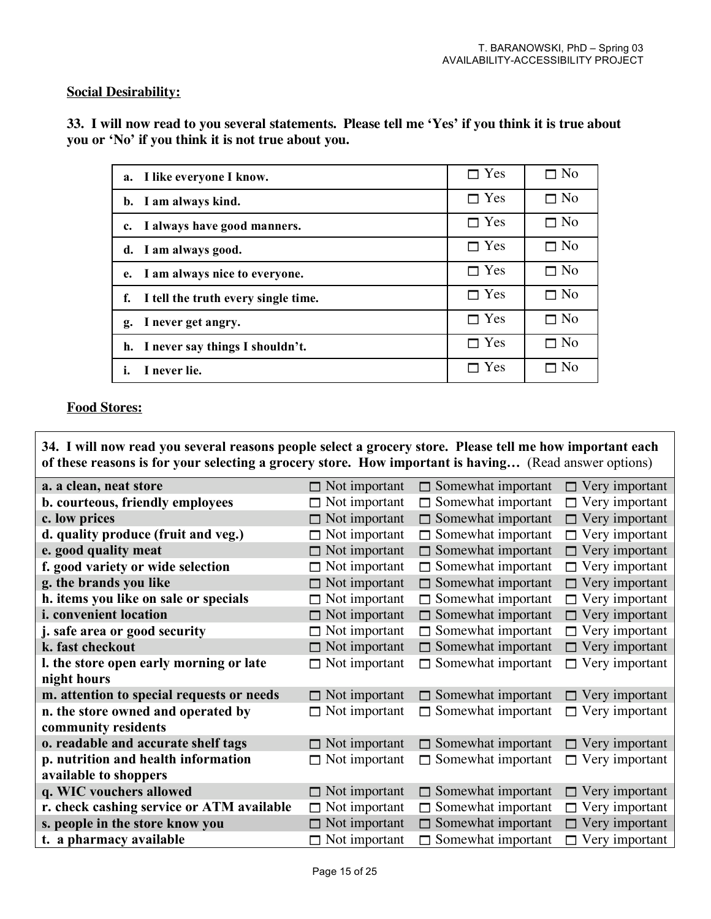**Social Desirability:**

**33. I will now read to you several statements. Please tell me 'Yes' if you think it is true about you or 'No' if you think it is not true about you.**

| | | |
|---|---|---|
| **a. I like everyone I know.** | ☐ Yes | ☐ No |
| **b. I am always kind.** | ☐ Yes | ☐ No |
| **c. I always have good manners.** | ☐ Yes | ☐ No |
| **d. I am always good.** | ☐ Yes | ☐ No |
| **e. I am always nice to everyone.** | ☐ Yes | ☐ No |
| **f. I tell the truth every single time.** | ☐ Yes | ☐ No |
| **g. I never get angry.** | ☐ Yes | ☐ No |
| **h. I never say things I shouldn't.** | ☐ Yes | ☐ No |
| **i. I never lie.** | ☐ Yes | ☐ No |

**Food Stores:**

**34. I will now read you several reasons people select a grocery store. Please tell me how important each of these reasons is for your selecting a grocery store. How important is having…** (Read answer options)

| | | | |
|---|---|---|---|
| **a. a clean, neat store** | ☐ Not important | ☐ Somewhat important | ☐ Very important |
| **b. courteous, friendly employees** | ☐ Not important | ☐ Somewhat important | ☐ Very important |
| **c. low prices** | ☐ Not important | ☐ Somewhat important | ☐ Very important |
| **d. quality produce (fruit and veg.)** | ☐ Not important | ☐ Somewhat important | ☐ Very important |
| **e. good quality meat** | ☐ Not important | ☐ Somewhat important | ☐ Very important |
| **f. good variety or wide selection** | ☐ Not important | ☐ Somewhat important | ☐ Very important |
| **g. the brands you like** | ☐ Not important | ☐ Somewhat important | ☐ Very important |
| **h. items you like on sale or specials** | ☐ Not important | ☐ Somewhat important | ☐ Very important |
| **i. convenient location** | ☐ Not important | ☐ Somewhat important | ☐ Very important |
| **j. safe area or good security** | ☐ Not important | ☐ Somewhat important | ☐ Very important |
| **k. fast checkout** | ☐ Not important | ☐ Somewhat important | ☐ Very important |
| **l. the store open early morning or late night hours** | ☐ Not important | ☐ Somewhat important | ☐ Very important |
| **m. attention to special requests or needs** | ☐ Not important | ☐ Somewhat important | ☐ Very important |
| **n. the store owned and operated by community residents** | ☐ Not important | ☐ Somewhat important | ☐ Very important |
| **o. readable and accurate shelf tags** | ☐ Not important | ☐ Somewhat important | ☐ Very important |
| **p. nutrition and health information available to shoppers** | ☐ Not important | ☐ Somewhat important | ☐ Very important |
| **q. WIC vouchers allowed** | ☐ Not important | ☐ Somewhat important | ☐ Very important |
| **r. check cashing service or ATM available** | ☐ Not important | ☐ Somewhat important | ☐ Very important |
| **s. people in the store know you** | ☐ Not important | ☐ Somewhat important | ☐ Very important |
| **t. a pharmacy available** | ☐ Not important | ☐ Somewhat important | ☐ Very important |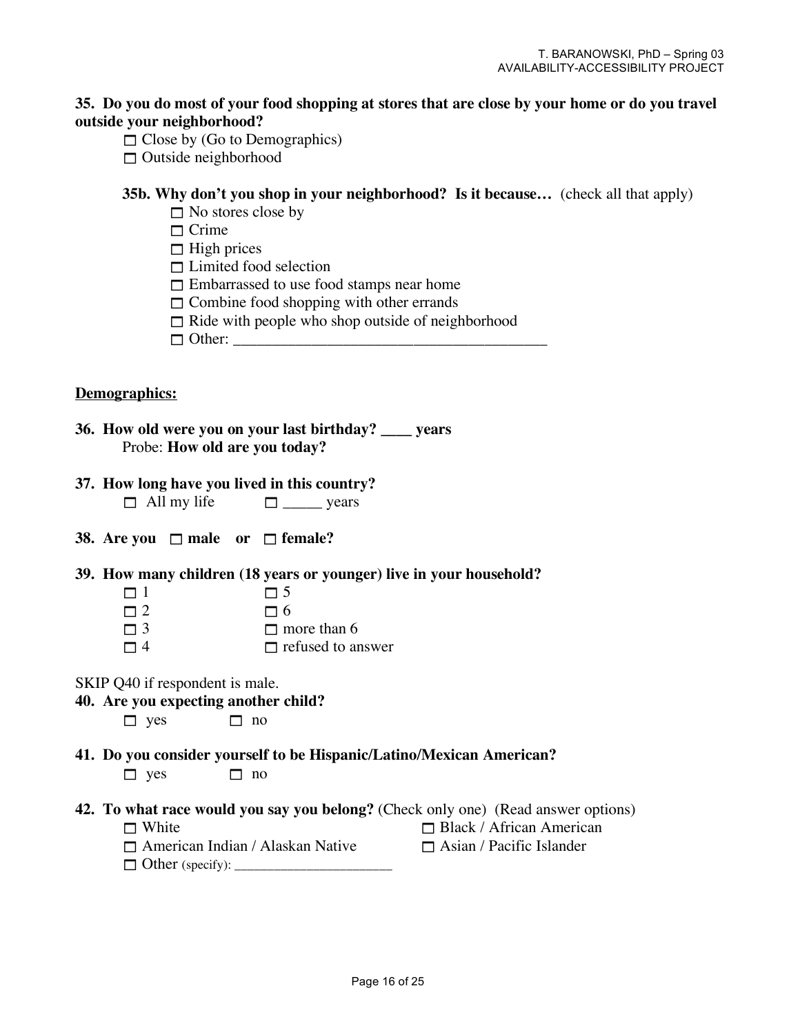**35. Do you do most of your food shopping at stores that are close by your home or do you travel outside your neighborhood?**

- ☐ Close by (Go to Demographics)
- ☐ Outside neighborhood

**35b. Why don't you shop in your neighborhood? Is it because…** (check all that apply)

- ☐ No stores close by
- ☐ Crime
- ☐ High prices
- ☐ Limited food selection
- ☐ Embarrassed to use food stamps near home
- ☐ Combine food shopping with other errands
- ☐ Ride with people who shop outside of neighborhood
- ☐ Other: ________________________________________

__Demographics:__

**36. How old were you on your last birthday? ____ years**
Probe: **How old are you today?**

**37. How long have you lived in this country?**
☐ All my life ☐ _____ years

**38. Are you ☐ male or ☐ female?**

**39. How many children (18 years or younger) live in your household?**

| | |
|---|---|
| ☐ 1 | ☐ 5 |
| ☐ 2 | ☐ 6 |
| ☐ 3 | ☐ more than 6 |
| ☐ 4 | ☐ refused to answer |

SKIP Q40 if respondent is male.

**40. Are you expecting another child?**
☐ yes ☐ no

**41. Do you consider yourself to be Hispanic/Latino/Mexican American?**
☐ yes ☐ no

**42. To what race would you say you belong?** (Check only one) (Read answer options)

| | |
|---|---|
| ☐ White | ☐ Black / African American |
| ☐ American Indian / Alaskan Native | ☐ Asian / Pacific Islander |
| ☐ Other (specify): ______________________ | |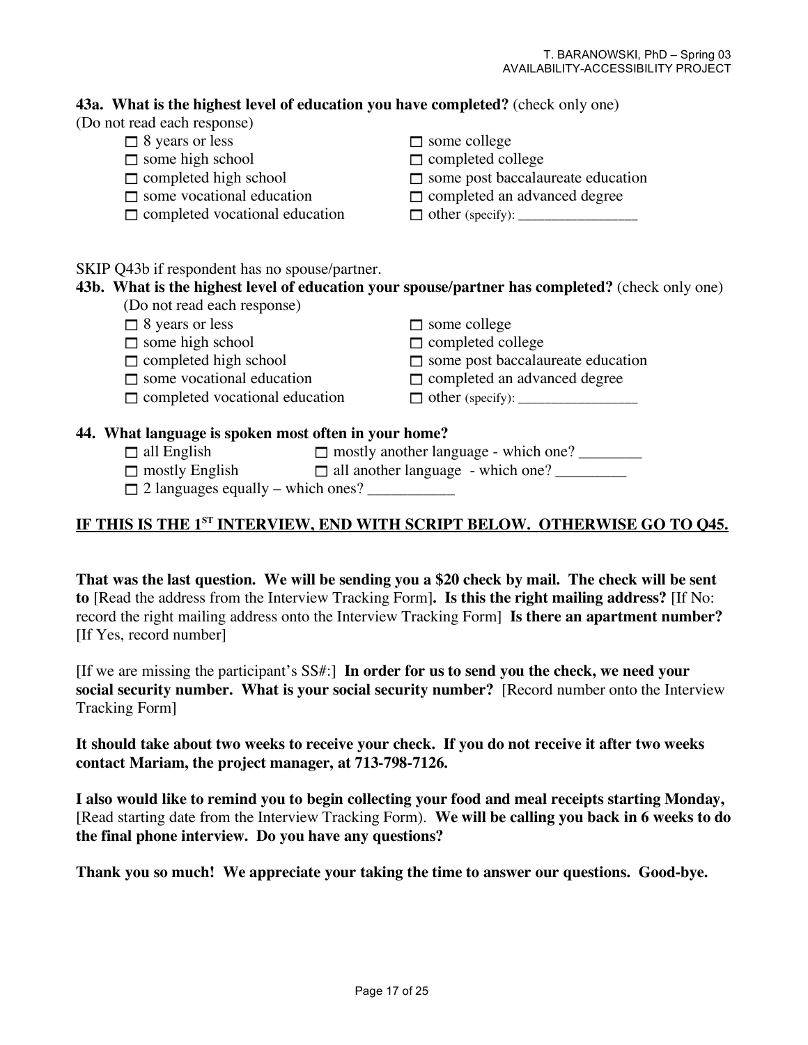**43a. What is the highest level of education you have completed?** (check only one)
(Do not read each response)

- ☐ 8 years or less
- ☐ some high school
- ☐ completed high school
- ☐ some vocational education
- ☐ completed vocational education
- ☐ some college
- ☐ completed college
- ☐ some post baccalaureate education
- ☐ completed an advanced degree
- ☐ other (specify): ________________

SKIP Q43b if respondent has no spouse/partner.

**43b. What is the highest level of education your spouse/partner has completed?** (check only one)
(Do not read each response)

- ☐ 8 years or less
- ☐ some high school
- ☐ completed high school
- ☐ some vocational education
- ☐ completed vocational education
- ☐ some college
- ☐ completed college
- ☐ some post baccalaureate education
- ☐ completed an advanced degree
- ☐ other (specify): ________________

**44. What language is spoken most often in your home?**

- ☐ all English
- ☐ mostly English
- ☐ 2 languages equally – which ones? ___________
- ☐ mostly another language - which one? ________
- ☐ all another language - which one? _________

**<u>IF THIS IS THE 1ST INTERVIEW, END WITH SCRIPT BELOW. OTHERWISE GO TO Q45.</u>**

**That was the last question. We will be sending you a $20 check by mail. The check will be sent to** [Read the address from the Interview Tracking Form]**. Is this the right mailing address?** [If No: record the right mailing address onto the Interview Tracking Form] **Is there an apartment number?** [If Yes, record number]

[If we are missing the participant's SS#:] **In order for us to send you the check, we need your social security number. What is your social security number?** [Record number onto the Interview Tracking Form]

**It should take about two weeks to receive your check. If you do not receive it after two weeks contact Mariam, the project manager, at 713-798-7126.**

**I also would like to remind you to begin collecting your food and meal receipts starting Monday,** [Read starting date from the Interview Tracking Form). **We will be calling you back in 6 weeks to do the final phone interview. Do you have any questions?**

**Thank you so much! We appreciate your taking the time to answer our questions. Good-bye.**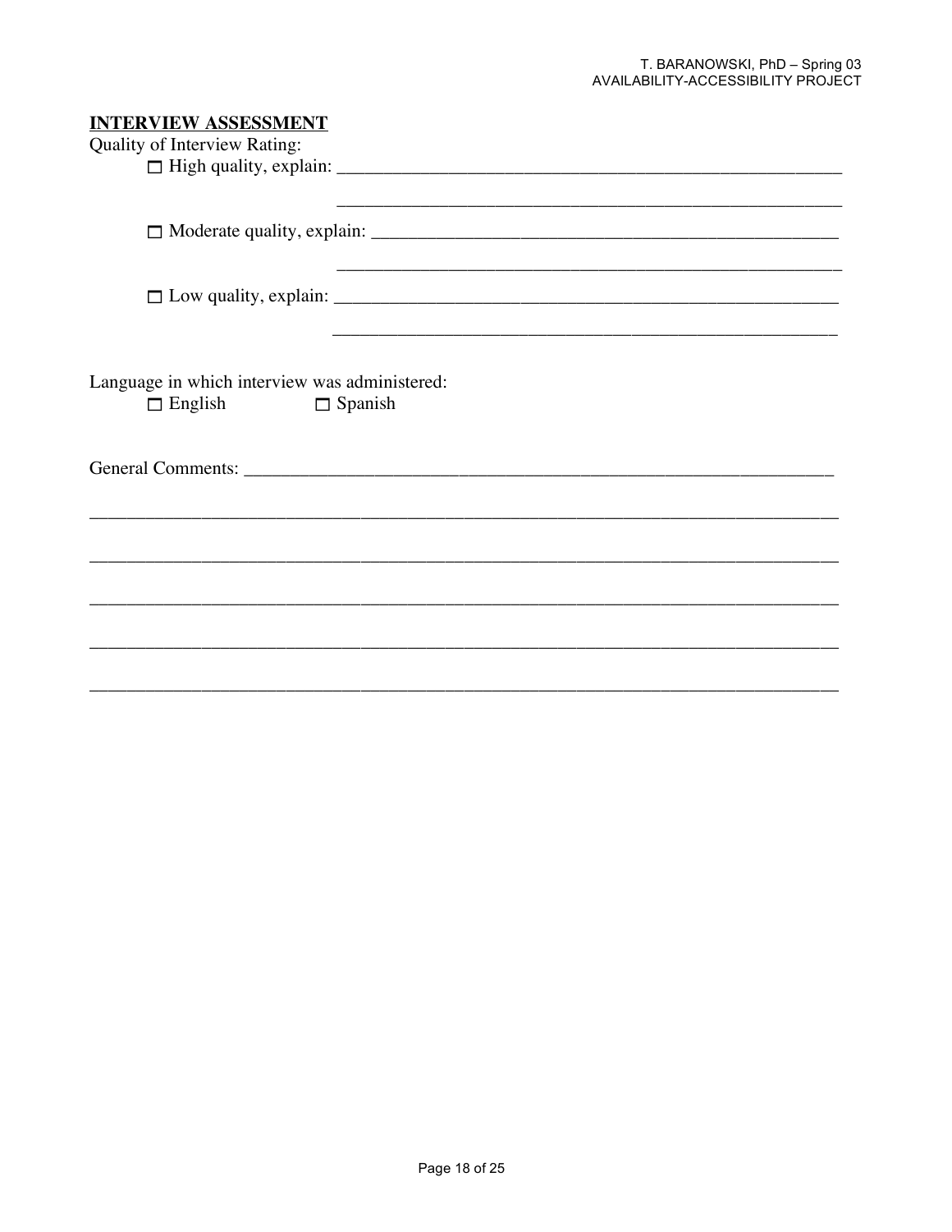**INTERVIEW ASSESSMENT**

Quality of Interview Rating:

- ☐ High quality, explain: ______________________________________________________
  ______________________________________________________
- ☐ Moderate quality, explain: ______________________________________________________
  ______________________________________________________
- ☐ Low quality, explain: ______________________________________________________
  ______________________________________________________

Language in which interview was administered:

☐ English ☐ Spanish

General Comments: ______________________________________________________

______________________________________________________________________________

______________________________________________________________________________

______________________________________________________________________________

______________________________________________________________________________

______________________________________________________________________________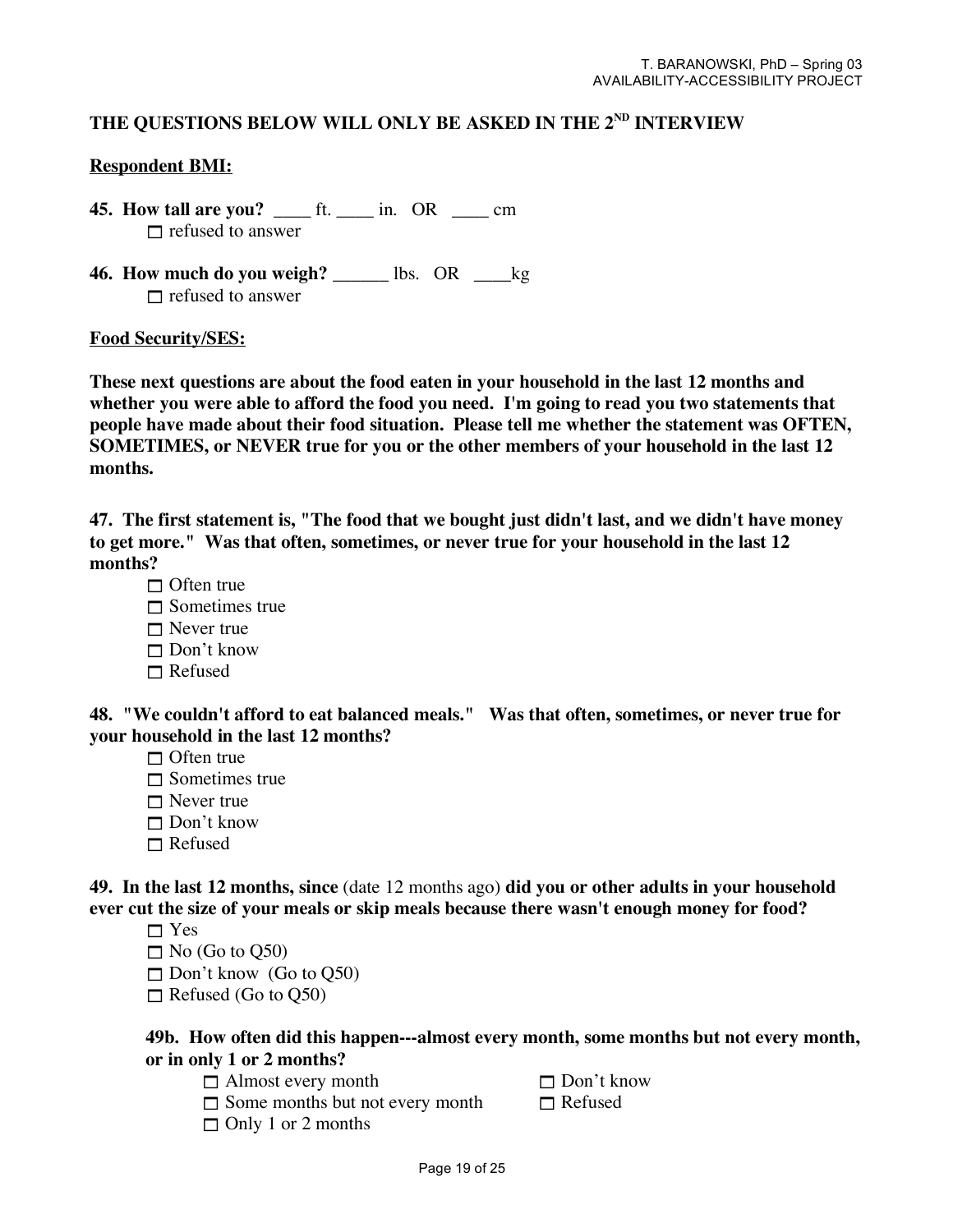**THE QUESTIONS BELOW WILL ONLY BE ASKED IN THE 2[ND] INTERVIEW**

**Respondent BMI:**

**45. How tall are you?** ____ ft. ____ in. OR ____ cm

- ☐ refused to answer

**46. How much do you weigh?** ______ lbs. OR ____kg

- ☐ refused to answer

**Food Security/SES:**

**These next questions are about the food eaten in your household in the last 12 months and whether you were able to afford the food you need. I'm going to read you two statements that people have made about their food situation. Please tell me whether the statement was OFTEN, SOMETIMES, or NEVER true for you or the other members of your household in the last 12 months.**

**47. The first statement is, "The food that we bought just didn't last, and we didn't have money to get more." Was that often, sometimes, or never true for your household in the last 12 months?**

- ☐ Often true
- ☐ Sometimes true
- ☐ Never true
- ☐ Don't know
- ☐ Refused

**48. "We couldn't afford to eat balanced meals." Was that often, sometimes, or never true for your household in the last 12 months?**

- ☐ Often true
- ☐ Sometimes true
- ☐ Never true
- ☐ Don't know
- ☐ Refused

**49. In the last 12 months, since** (date 12 months ago) **did you or other adults in your household ever cut the size of your meals or skip meals because there wasn't enough money for food?**

- ☐ Yes
- ☐ No (Go to Q50)
- ☐ Don't know (Go to Q50)
- ☐ Refused (Go to Q50)

**49b. How often did this happen---almost every month, some months but not every month, or in only 1 or 2 months?**

- ☐ Almost every month
- ☐ Some months but not every month
- ☐ Only 1 or 2 months
- ☐ Don't know
- ☐ Refused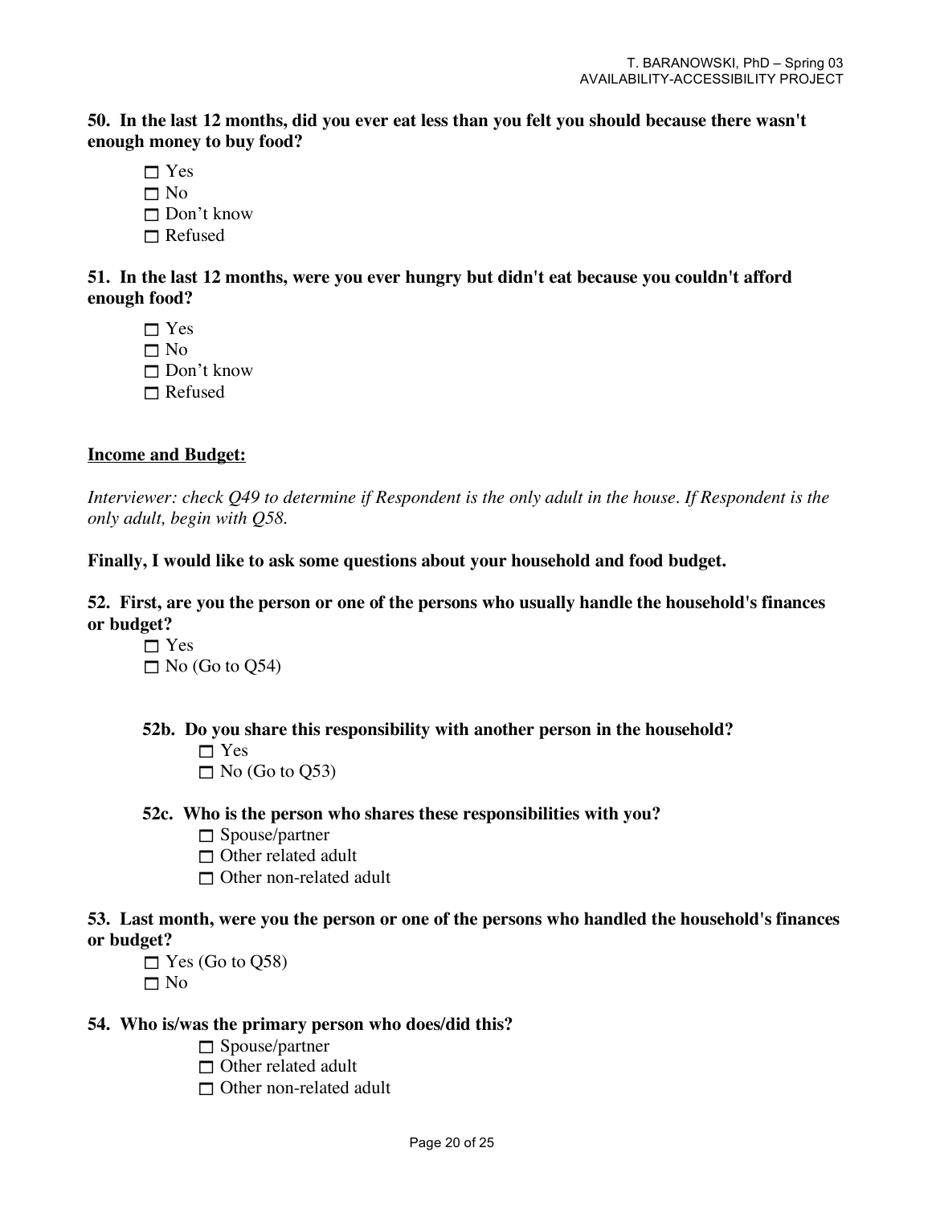**50. In the last 12 months, did you ever eat less than you felt you should because there wasn't enough money to buy food?**

- ☐ Yes
- ☐ No
- ☐ Don't know
- ☐ Refused

**51. In the last 12 months, were you ever hungry but didn't eat because you couldn't afford enough food?**

- ☐ Yes
- ☐ No
- ☐ Don't know
- ☐ Refused

**<u>Income and Budget:</u>**

*Interviewer: check Q49 to determine if Respondent is the only adult in the house. If Respondent is the only adult, begin with Q58.*

**Finally, I would like to ask some questions about your household and food budget.**

**52. First, are you the person or one of the persons who usually handle the household's finances or budget?**

- ☐ Yes
- ☐ No (Go to Q54)

**52b. Do you share this responsibility with another person in the household?**

- ☐ Yes
- ☐ No (Go to Q53)

**52c. Who is the person who shares these responsibilities with you?**

- ☐ Spouse/partner
- ☐ Other related adult
- ☐ Other non-related adult

**53. Last month, were you the person or one of the persons who handled the household's finances or budget?**

- ☐ Yes (Go to Q58)
- ☐ No

**54. Who is/was the primary person who does/did this?**

- ☐ Spouse/partner
- ☐ Other related adult
- ☐ Other non-related adult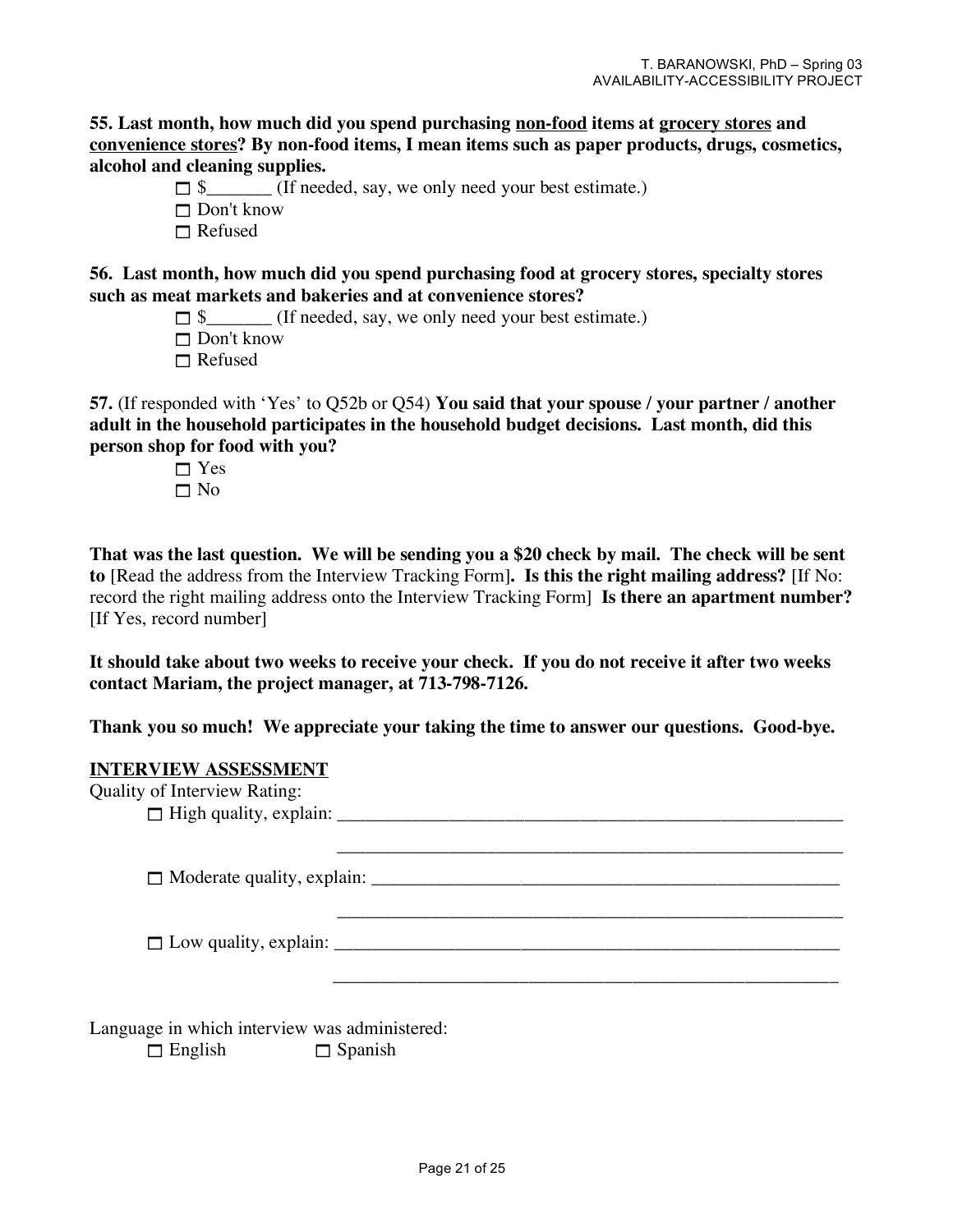**55. Last month, how much did you spend purchasing <u>non-food</u> items at <u>grocery stores</u> and <u>convenience stores</u>? By non-food items, I mean items such as paper products, drugs, cosmetics, alcohol and cleaning supplies.**

- ☐ $_______ (If needed, say, we only need your best estimate.)
- ☐ Don't know
- ☐ Refused

**56. Last month, how much did you spend purchasing food at grocery stores, specialty stores such as meat markets and bakeries and at convenience stores?**

- ☐ $_______ (If needed, say, we only need your best estimate.)
- ☐ Don't know
- ☐ Refused

**57.** (If responded with 'Yes' to Q52b or Q54) **You said that your spouse / your partner / another adult in the household participates in the household budget decisions. Last month, did this person shop for food with you?**

- ☐ Yes
- ☐ No

**That was the last question. We will be sending you a $20 check by mail. The check will be sent to** [Read the address from the Interview Tracking Form]**. Is this the right mailing address?** [If No: record the right mailing address onto the Interview Tracking Form] **Is there an apartment number?** [If Yes, record number]

**It should take about two weeks to receive your check. If you do not receive it after two weeks contact Mariam, the project manager, at 713-798-7126.**

**Thank you so much! We appreciate your taking the time to answer our questions. Good-bye.**

**<u>INTERVIEW ASSESSMENT</u>**

Quality of Interview Rating:

- ☐ High quality, explain: ________________________________________________________

  ________________________________________________________

- ☐ Moderate quality, explain: ____________________________________________________

  ________________________________________________________

- ☐ Low quality, explain: ________________________________________________________

  ________________________________________________________

Language in which interview was administered:

☐ English ☐ Spanish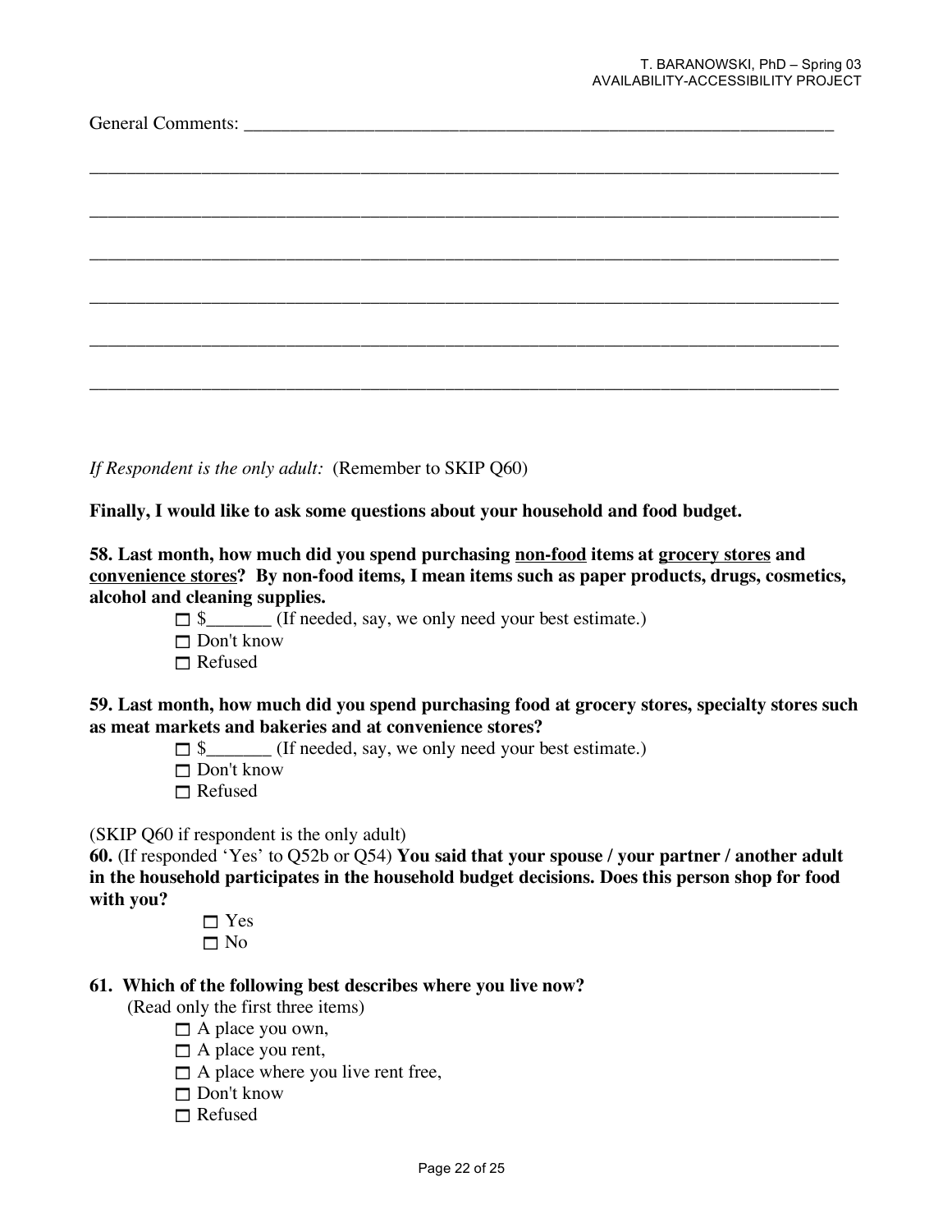General Comments: ____________________________________________________________________

______________________________________________________________________________

______________________________________________________________________________

______________________________________________________________________________

______________________________________________________________________________

______________________________________________________________________________

______________________________________________________________________________

*If Respondent is the only adult:* (Remember to SKIP Q60)

**Finally, I would like to ask some questions about your household and food budget.**

**58. Last month, how much did you spend purchasing <u>non-food</u> items at <u>grocery stores</u> and <u>convenience stores</u>? By non-food items, I mean items such as paper products, drugs, cosmetics, alcohol and cleaning supplies.**

- ☐ $_______ (If needed, say, we only need your best estimate.)
- ☐ Don't know
- ☐ Refused

**59. Last month, how much did you spend purchasing food at grocery stores, specialty stores such as meat markets and bakeries and at convenience stores?**

- ☐ $_______ (If needed, say, we only need your best estimate.)
- ☐ Don't know
- ☐ Refused

(SKIP Q60 if respondent is the only adult)

**60.** (If responded 'Yes' to Q52b or Q54) **You said that your spouse / your partner / another adult in the household participates in the household budget decisions. Does this person shop for food with you?**

- ☐ Yes
- ☐ No

**61. Which of the following best describes where you live now?**

(Read only the first three items)

- ☐ A place you own,
- ☐ A place you rent,
- ☐ A place where you live rent free,
- ☐ Don't know
- ☐ Refused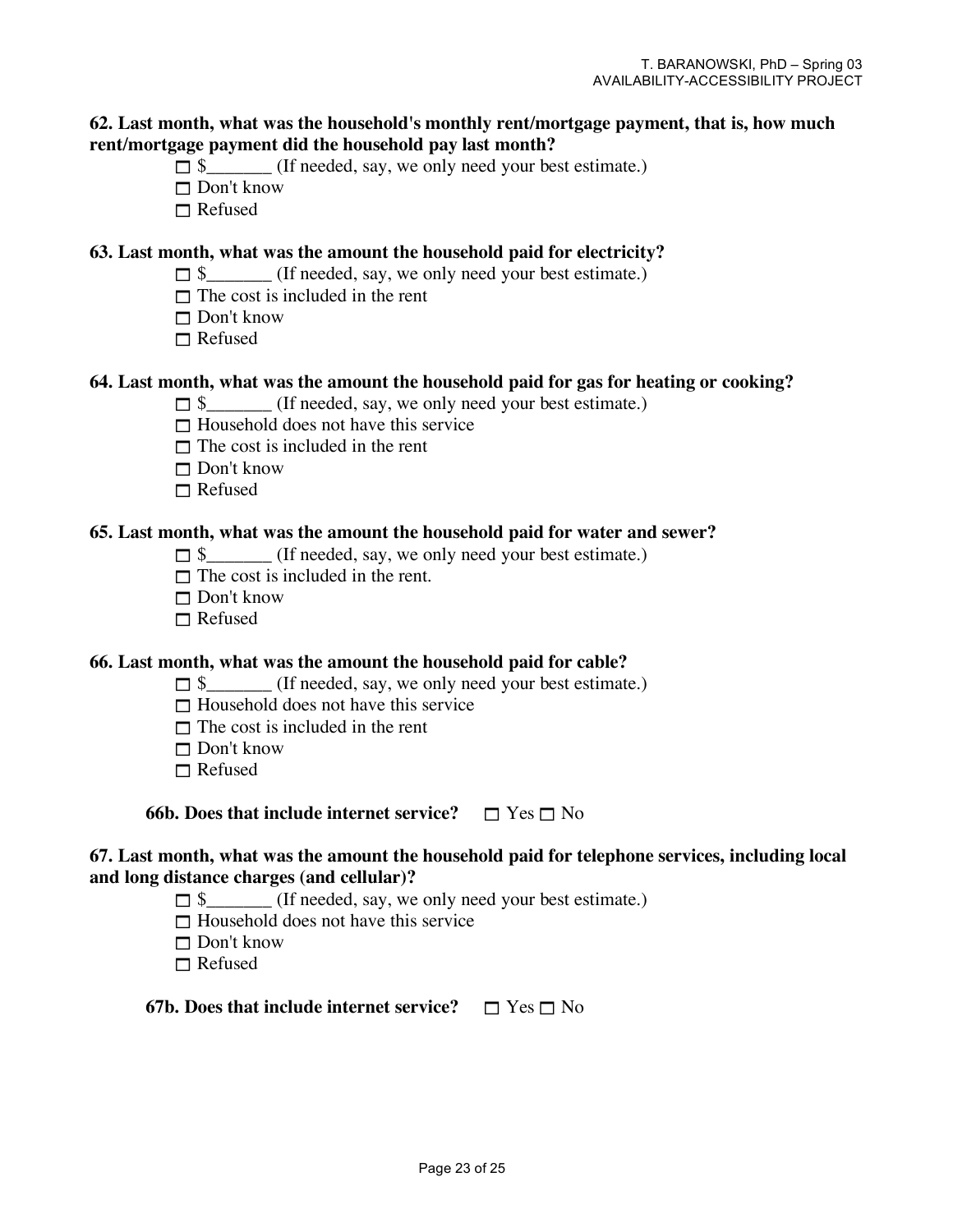**62. Last month, what was the household's monthly rent/mortgage payment, that is, how much rent/mortgage payment did the household pay last month?**

- ☐ $_______ (If needed, say, we only need your best estimate.)
- ☐ Don't know
- ☐ Refused

**63. Last month, what was the amount the household paid for electricity?**

- ☐ $_______ (If needed, say, we only need your best estimate.)
- ☐ The cost is included in the rent
- ☐ Don't know
- ☐ Refused

**64. Last month, what was the amount the household paid for gas for heating or cooking?**

- ☐ $_______ (If needed, say, we only need your best estimate.)
- ☐ Household does not have this service
- ☐ The cost is included in the rent
- ☐ Don't know
- ☐ Refused

**65. Last month, what was the amount the household paid for water and sewer?**

- ☐ $_______ (If needed, say, we only need your best estimate.)
- ☐ The cost is included in the rent.
- ☐ Don't know
- ☐ Refused

**66. Last month, what was the amount the household paid for cable?**

- ☐ $_______ (If needed, say, we only need your best estimate.)
- ☐ Household does not have this service
- ☐ The cost is included in the rent
- ☐ Don't know
- ☐ Refused

**66b. Does that include internet service?** ☐ Yes ☐ No

**67. Last month, what was the amount the household paid for telephone services, including local and long distance charges (and cellular)?**

- ☐ $_______ (If needed, say, we only need your best estimate.)
- ☐ Household does not have this service
- ☐ Don't know
- ☐ Refused

**67b. Does that include internet service?** ☐ Yes ☐ No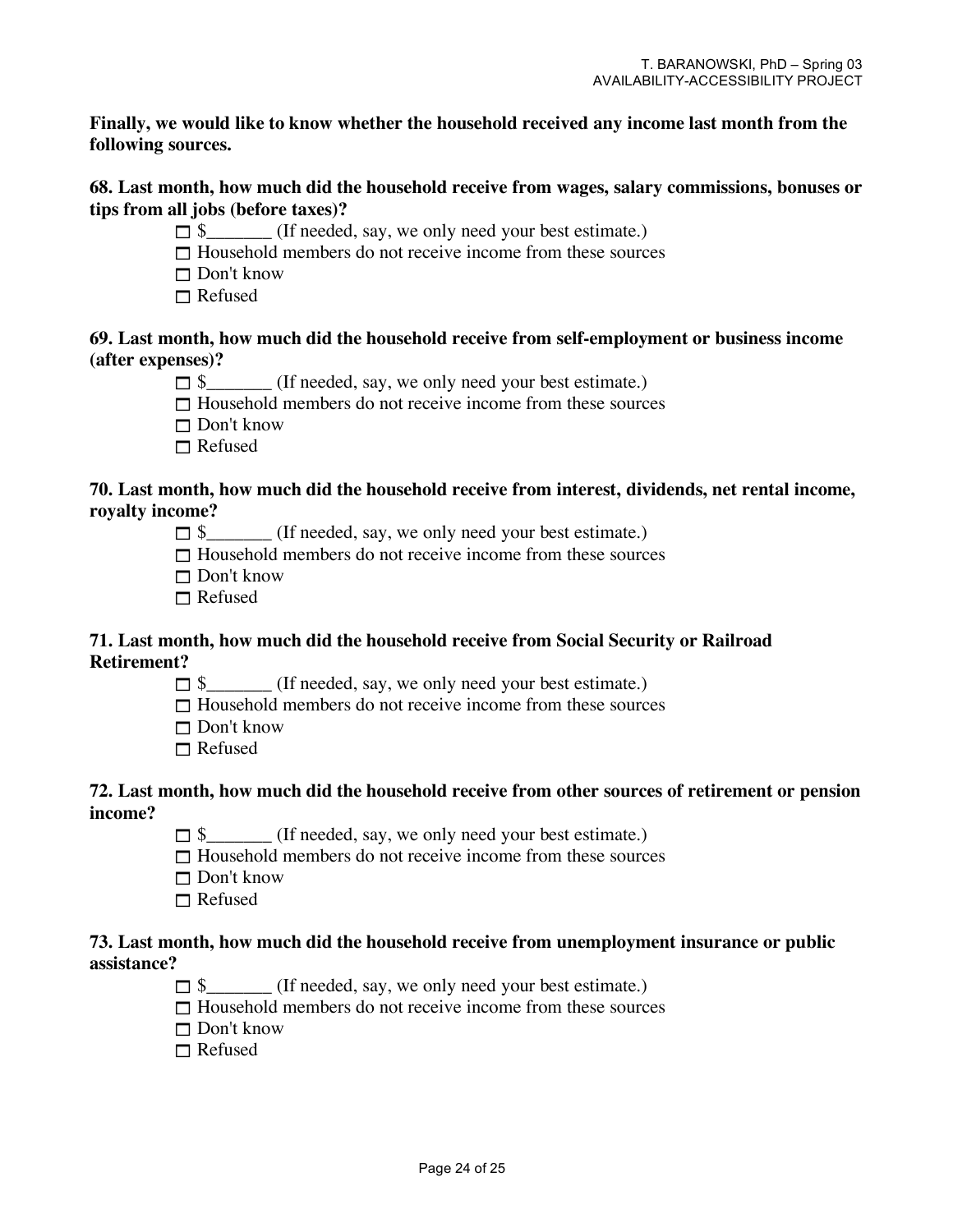**Finally, we would like to know whether the household received any income last month from the following sources.**

**68. Last month, how much did the household receive from wages, salary commissions, bonuses or tips from all jobs (before taxes)?**

- ☐ $_______ (If needed, say, we only need your best estimate.)
- ☐ Household members do not receive income from these sources
- ☐ Don't know
- ☐ Refused

**69. Last month, how much did the household receive from self-employment or business income (after expenses)?**

- ☐ $_______ (If needed, say, we only need your best estimate.)
- ☐ Household members do not receive income from these sources
- ☐ Don't know
- ☐ Refused

**70. Last month, how much did the household receive from interest, dividends, net rental income, royalty income?**

- ☐ $_______ (If needed, say, we only need your best estimate.)
- ☐ Household members do not receive income from these sources
- ☐ Don't know
- ☐ Refused

**71. Last month, how much did the household receive from Social Security or Railroad Retirement?**

- ☐ $_______ (If needed, say, we only need your best estimate.)
- ☐ Household members do not receive income from these sources
- ☐ Don't know
- ☐ Refused

**72. Last month, how much did the household receive from other sources of retirement or pension income?**

- ☐ $_______ (If needed, say, we only need your best estimate.)
- ☐ Household members do not receive income from these sources
- ☐ Don't know
- ☐ Refused

**73. Last month, how much did the household receive from unemployment insurance or public assistance?**

- ☐ $_______ (If needed, say, we only need your best estimate.)
- ☐ Household members do not receive income from these sources
- ☐ Don't know
- ☐ Refused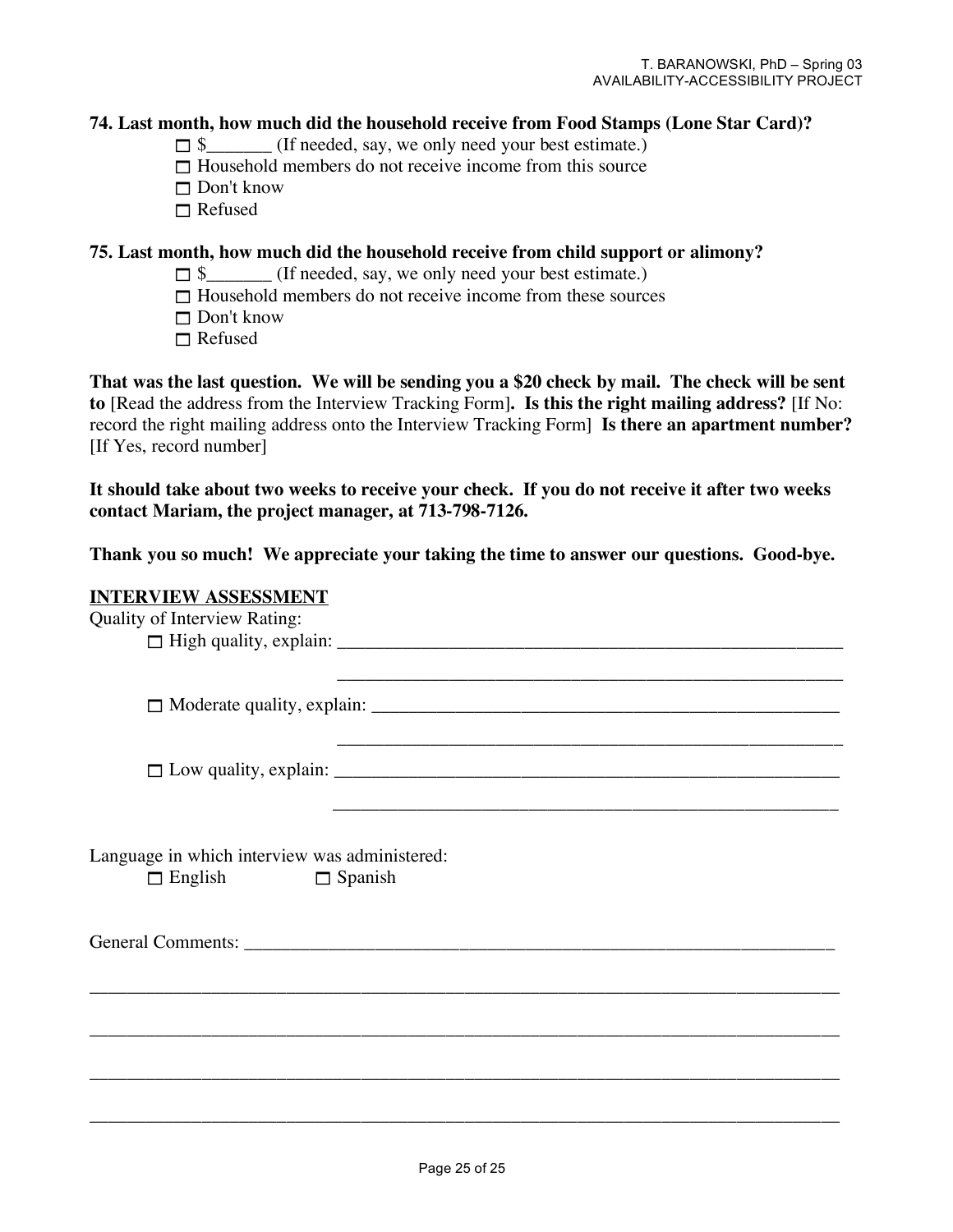**74. Last month, how much did the household receive from Food Stamps (Lone Star Card)?**

- ☐ $_______ (If needed, say, we only need your best estimate.)
- ☐ Household members do not receive income from this source
- ☐ Don't know
- ☐ Refused

**75. Last month, how much did the household receive from child support or alimony?**

- ☐ $_______ (If needed, say, we only need your best estimate.)
- ☐ Household members do not receive income from these sources
- ☐ Don't know
- ☐ Refused

**That was the last question. We will be sending you a $20 check by mail. The check will be sent to** [Read the address from the Interview Tracking Form]**. Is this the right mailing address?** [If No: record the right mailing address onto the Interview Tracking Form] **Is there an apartment number?** [If Yes, record number]

**It should take about two weeks to receive your check. If you do not receive it after two weeks contact Mariam, the project manager, at 713-798-7126.**

**Thank you so much! We appreciate your taking the time to answer our questions. Good-bye.**

**<u>INTERVIEW ASSESSMENT</u>**

Quality of Interview Rating:

- ☐ High quality, explain: ______________________________________________________
  ______________________________________________________
- ☐ Moderate quality, explain: __________________________________________________
  ______________________________________________________
- ☐ Low quality, explain: ______________________________________________________
  ______________________________________________________

Language in which interview was administered:

☐ English ☐ Spanish

General Comments: ______________________________________________________________

________________________________________________________________________________

________________________________________________________________________________

________________________________________________________________________________

________________________________________________________________________________